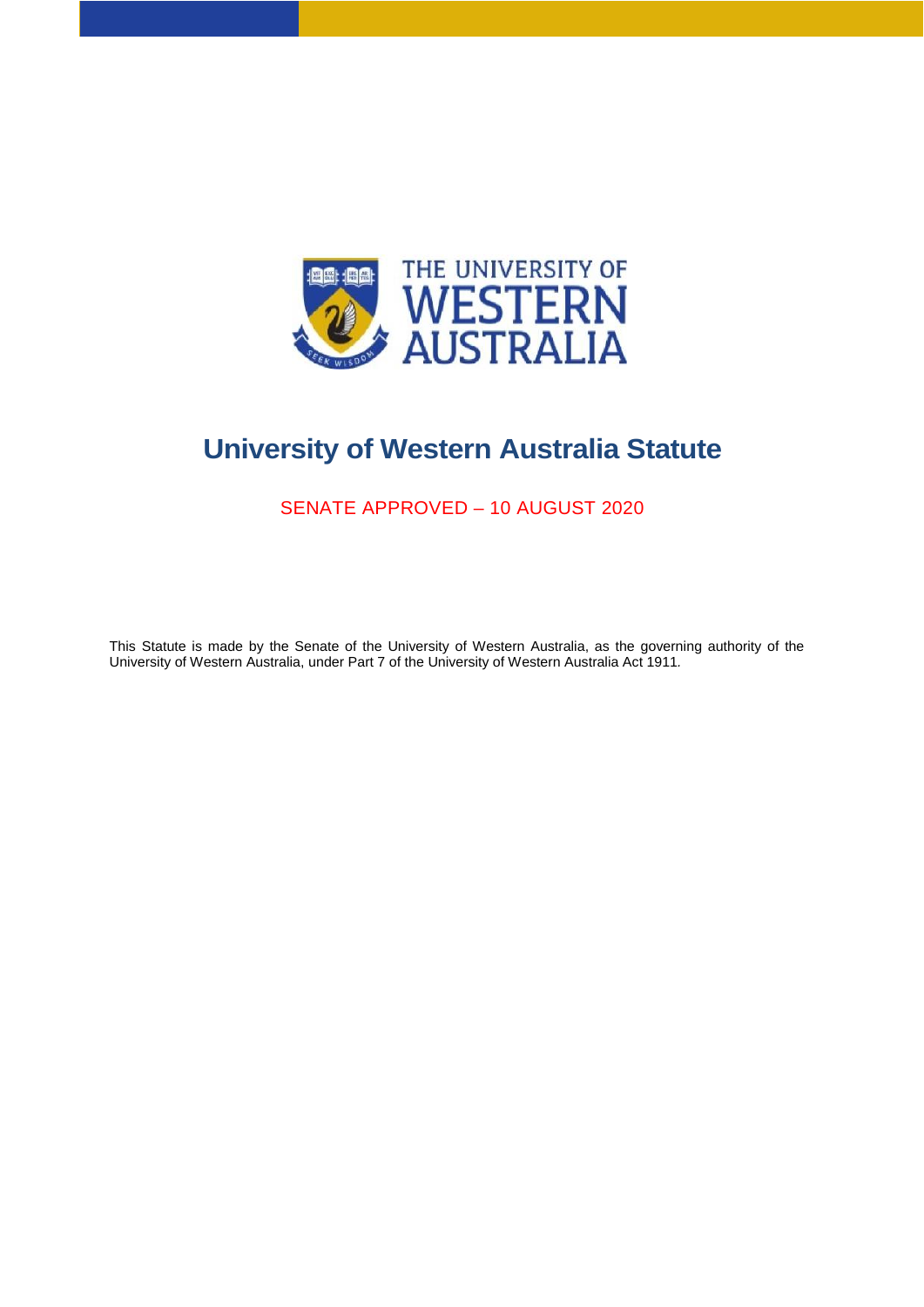# University of Western Australia Statute

SENATE APPROVED – 10 AUGUST 2020

This Statute is made by the Senate of the University of Western Australia, as the governing authority of the University of Western Australia, under Part 7 of the University of Western Australia Act 1911.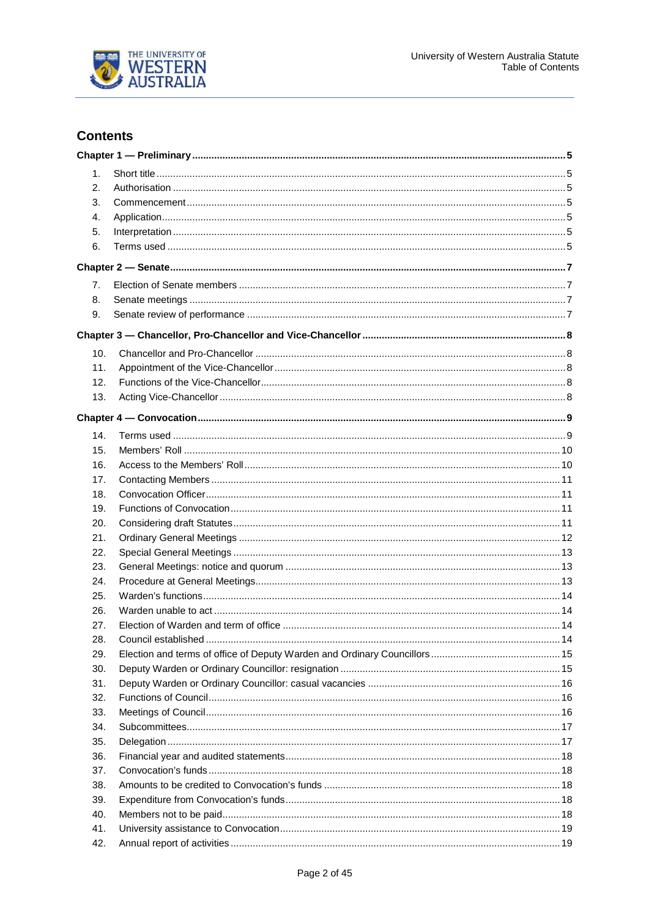## Contents

**Chapter 1 — Preliminary** 5

1. Short title 5
2. Authorisation 5
3. Commencement 5
4. Application 5
5. Interpretation 5
6. Terms used 5

**Chapter 2 — Senate** 7

7. Election of Senate members 7
8. Senate meetings 7
9. Senate review of performance 7

**Chapter 3 — Chancellor, Pro-Chancellor and Vice-Chancellor** 8

10. Chancellor and Pro-Chancellor 8
11. Appointment of the Vice-Chancellor 8
12. Functions of the Vice-Chancellor 8
13. Acting Vice-Chancellor 8

**Chapter 4 — Convocation** 9

14. Terms used 9
15. Members' Roll 10
16. Access to the Members' Roll 10
17. Contacting Members 11
18. Convocation Officer 11
19. Functions of Convocation 11
20. Considering draft Statutes 11
21. Ordinary General Meetings 12
22. Special General Meetings 13
23. General Meetings: notice and quorum 13
24. Procedure at General Meetings 13
25. Warden's functions 14
26. Warden unable to act 14
27. Election of Warden and term of office 14
28. Council established 14
29. Election and terms of office of Deputy Warden and Ordinary Councillors 15
30. Deputy Warden or Ordinary Councillor: resignation 15
31. Deputy Warden or Ordinary Councillor: casual vacancies 16
32. Functions of Council 16
33. Meetings of Council 16
34. Subcommittees 17
35. Delegation 17
36. Financial year and audited statements 18
37. Convocation's funds 18
38. Amounts to be credited to Convocation's funds 18
39. Expenditure from Convocation's funds 18
40. Members not to be paid 18
41. University assistance to Convocation 19
42. Annual report of activities 19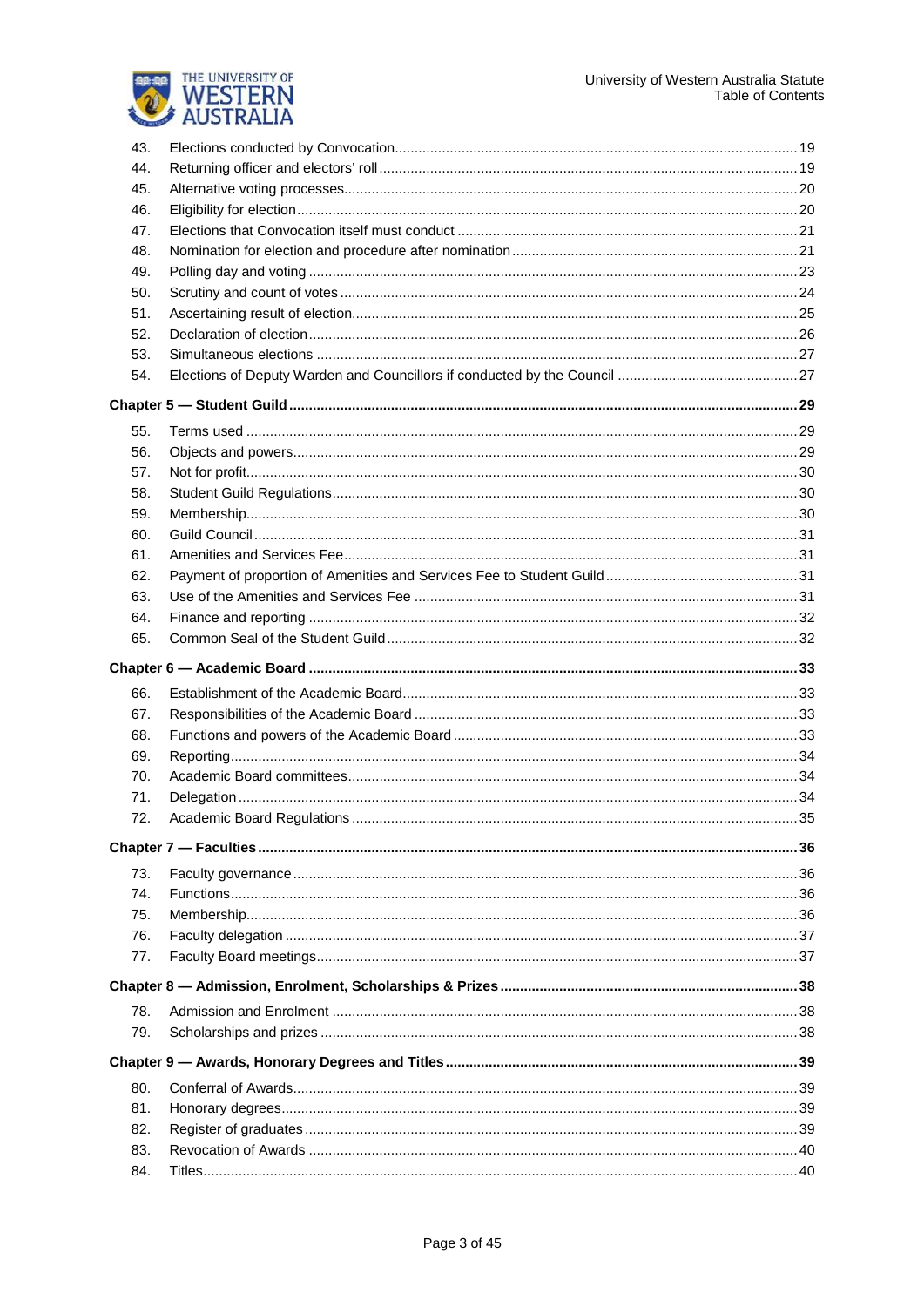| | | |
|---|---|---|
| 43. | Elections conducted by Convocation | 19 |
| 44. | Returning officer and electors' roll | 19 |
| 45. | Alternative voting processes | 20 |
| 46. | Eligibility for election | 20 |
| 47. | Elections that Convocation itself must conduct | 21 |
| 48. | Nomination for election and procedure after nomination | 21 |
| 49. | Polling day and voting | 23 |
| 50. | Scrutiny and count of votes | 24 |
| 51. | Ascertaining result of election | 25 |
| 52. | Declaration of election | 26 |
| 53. | Simultaneous elections | 27 |
| 54. | Elections of Deputy Warden and Councillors if conducted by the Council | 27 |

**Chapter 5 — Student Guild** ... 29

| | | |
|---|---|---|
| 55. | Terms used | 29 |
| 56. | Objects and powers | 29 |
| 57. | Not for profit | 30 |
| 58. | Student Guild Regulations | 30 |
| 59. | Membership | 30 |
| 60. | Guild Council | 31 |
| 61. | Amenities and Services Fee | 31 |
| 62. | Payment of proportion of Amenities and Services Fee to Student Guild | 31 |
| 63. | Use of the Amenities and Services Fee | 31 |
| 64. | Finance and reporting | 32 |
| 65. | Common Seal of the Student Guild | 32 |

**Chapter 6 — Academic Board** ... 33

| | | |
|---|---|---|
| 66. | Establishment of the Academic Board | 33 |
| 67. | Responsibilities of the Academic Board | 33 |
| 68. | Functions and powers of the Academic Board | 33 |
| 69. | Reporting | 34 |
| 70. | Academic Board committees | 34 |
| 71. | Delegation | 34 |
| 72. | Academic Board Regulations | 35 |

**Chapter 7 — Faculties** ... 36

| | | |
|---|---|---|
| 73. | Faculty governance | 36 |
| 74. | Functions | 36 |
| 75. | Membership | 36 |
| 76. | Faculty delegation | 37 |
| 77. | Faculty Board meetings | 37 |

**Chapter 8 — Admission, Enrolment, Scholarships & Prizes** ... 38

| | | |
|---|---|---|
| 78. | Admission and Enrolment | 38 |
| 79. | Scholarships and prizes | 38 |

**Chapter 9 — Awards, Honorary Degrees and Titles** ... 39

| | | |
|---|---|---|
| 80. | Conferral of Awards | 39 |
| 81. | Honorary degrees | 39 |
| 82. | Register of graduates | 39 |
| 83. | Revocation of Awards | 40 |
| 84. | Titles | 40 |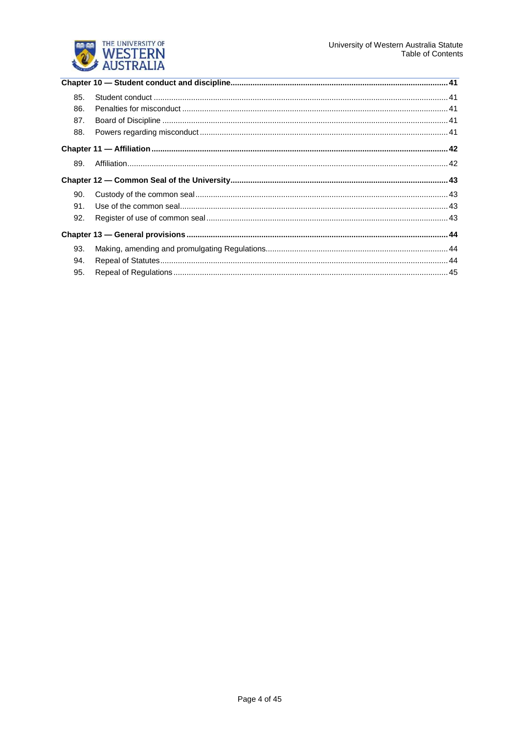**Chapter 10 — Student conduct and discipline** ........ 41

85. Student conduct ........ 41
86. Penalties for misconduct ........ 41
87. Board of Discipline ........ 41
88. Powers regarding misconduct ........ 41

**Chapter 11 — Affiliation** ........ 42

89. Affiliation ........ 42

**Chapter 12 — Common Seal of the University** ........ 43

90. Custody of the common seal ........ 43
91. Use of the common seal ........ 43
92. Register of use of common seal ........ 43

**Chapter 13 — General provisions** ........ 44

93. Making, amending and promulgating Regulations ........ 44
94. Repeal of Statutes ........ 44
95. Repeal of Regulations ........ 45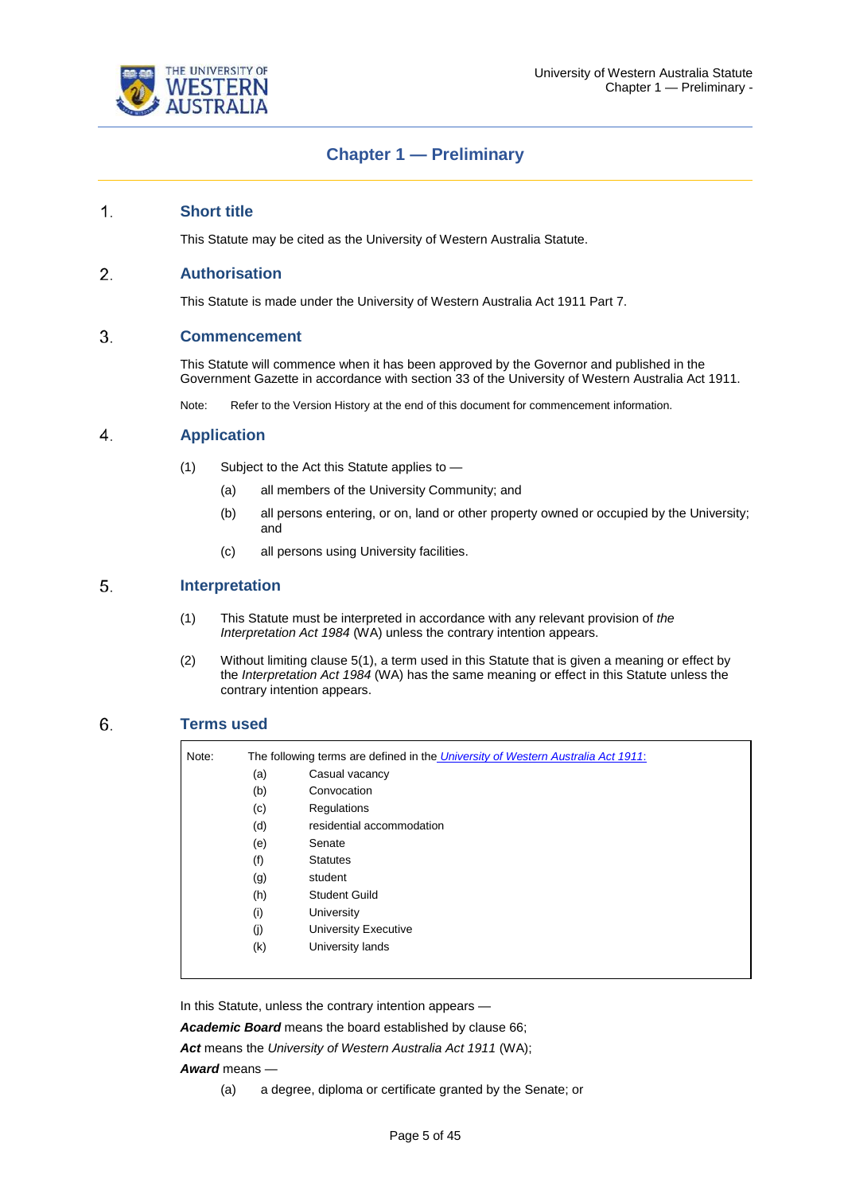# Chapter 1 — Preliminary

## 1. Short title

This Statute may be cited as the University of Western Australia Statute.

## 2. Authorisation

This Statute is made under the University of Western Australia Act 1911 Part 7.

## 3. Commencement

This Statute will commence when it has been approved by the Governor and published in the Government Gazette in accordance with section 33 of the University of Western Australia Act 1911.

Note: Refer to the Version History at the end of this document for commencement information.

## 4. Application

(1) Subject to the Act this Statute applies to —

- (a) all members of the University Community; and
- (b) all persons entering, or on, land or other property owned or occupied by the University; and
- (c) all persons using University facilities.

## 5. Interpretation

(1) This Statute must be interpreted in accordance with any relevant provision of *the Interpretation Act 1984* (WA) unless the contrary intention appears.

(2) Without limiting clause 5(1), a term used in this Statute that is given a meaning or effect by the *Interpretation Act 1984* (WA) has the same meaning or effect in this Statute unless the contrary intention appears.

## 6. Terms used

> Note: The following terms are defined in the [*University of Western Australia Act 1911*:]()
>
> - (a) Casual vacancy
> - (b) Convocation
> - (c) Regulations
> - (d) residential accommodation
> - (e) Senate
> - (f) Statutes
> - (g) student
> - (h) Student Guild
> - (i) University
> - (j) University Executive
> - (k) University lands

In this Statute, unless the contrary intention appears —

***Academic Board*** means the board established by clause 66;

***Act*** means the *University of Western Australia Act 1911* (WA);

***Award*** means —

- (a) a degree, diploma or certificate granted by the Senate; or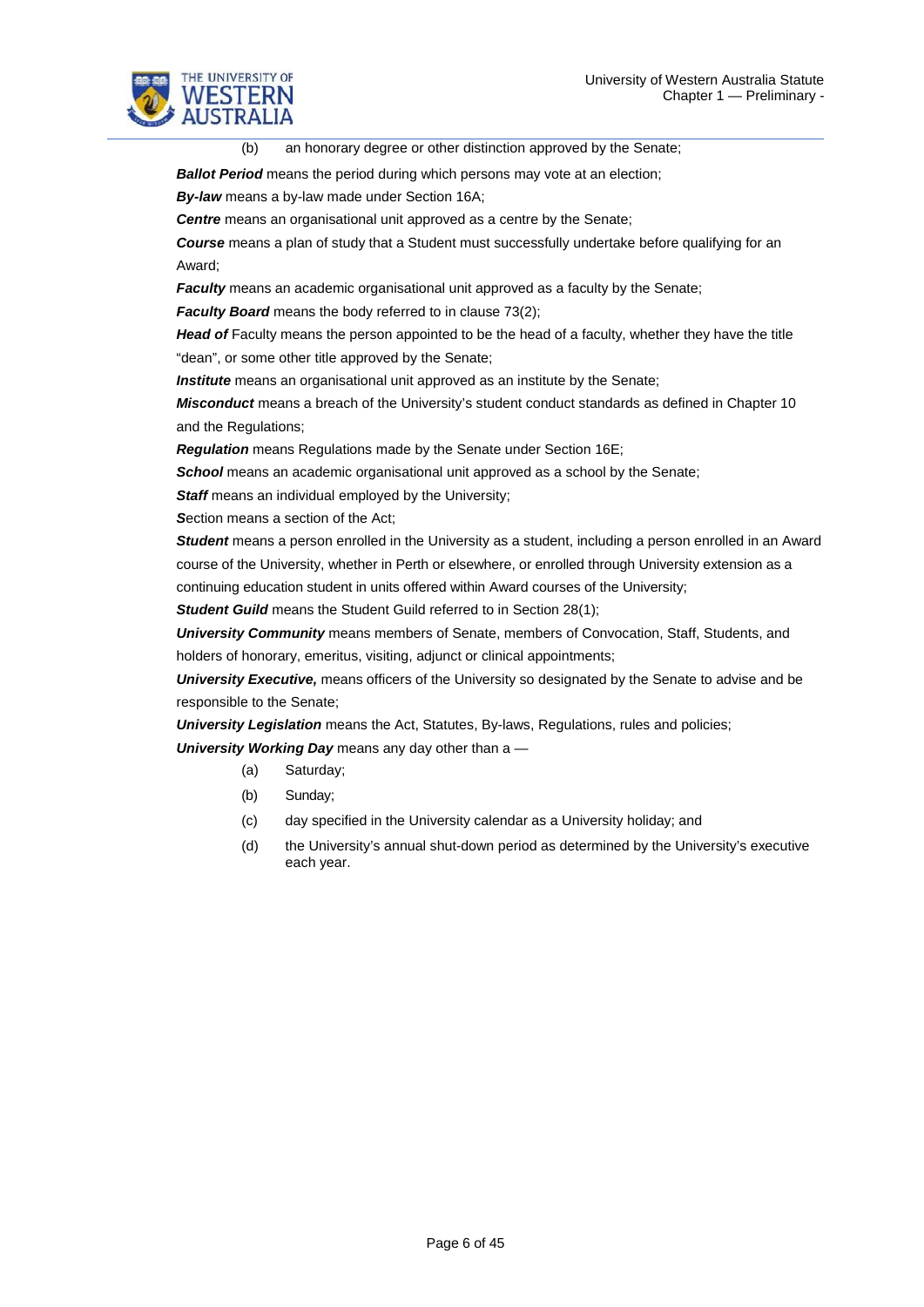(b) an honorary degree or other distinction approved by the Senate;

***Ballot Period*** means the period during which persons may vote at an election;

***By-law*** means a by-law made under Section 16A;

***Centre*** means an organisational unit approved as a centre by the Senate;

***Course*** means a plan of study that a Student must successfully undertake before qualifying for an Award;

***Faculty*** means an academic organisational unit approved as a faculty by the Senate;

***Faculty Board*** means the body referred to in clause 73(2);

***Head of*** Faculty means the person appointed to be the head of a faculty, whether they have the title "dean", or some other title approved by the Senate;

***Institute*** means an organisational unit approved as an institute by the Senate;

***Misconduct*** means a breach of the University's student conduct standards as defined in Chapter 10 and the Regulations;

***Regulation*** means Regulations made by the Senate under Section 16E;

***School*** means an academic organisational unit approved as a school by the Senate;

***Staff*** means an individual employed by the University;

***S***ection means a section of the Act;

***Student*** means a person enrolled in the University as a student, including a person enrolled in an Award course of the University, whether in Perth or elsewhere, or enrolled through University extension as a continuing education student in units offered within Award courses of the University;

***Student Guild*** means the Student Guild referred to in Section 28(1);

***University Community*** means members of Senate, members of Convocation, Staff, Students, and holders of honorary, emeritus, visiting, adjunct or clinical appointments;

***University Executive,*** means officers of the University so designated by the Senate to advise and be responsible to the Senate;

***University Legislation*** means the Act, Statutes, By-laws, Regulations, rules and policies;

***University Working Day*** means any day other than a —

(a) Saturday;

(b) Sunday;

(c) day specified in the University calendar as a University holiday; and

(d) the University's annual shut-down period as determined by the University's executive each year.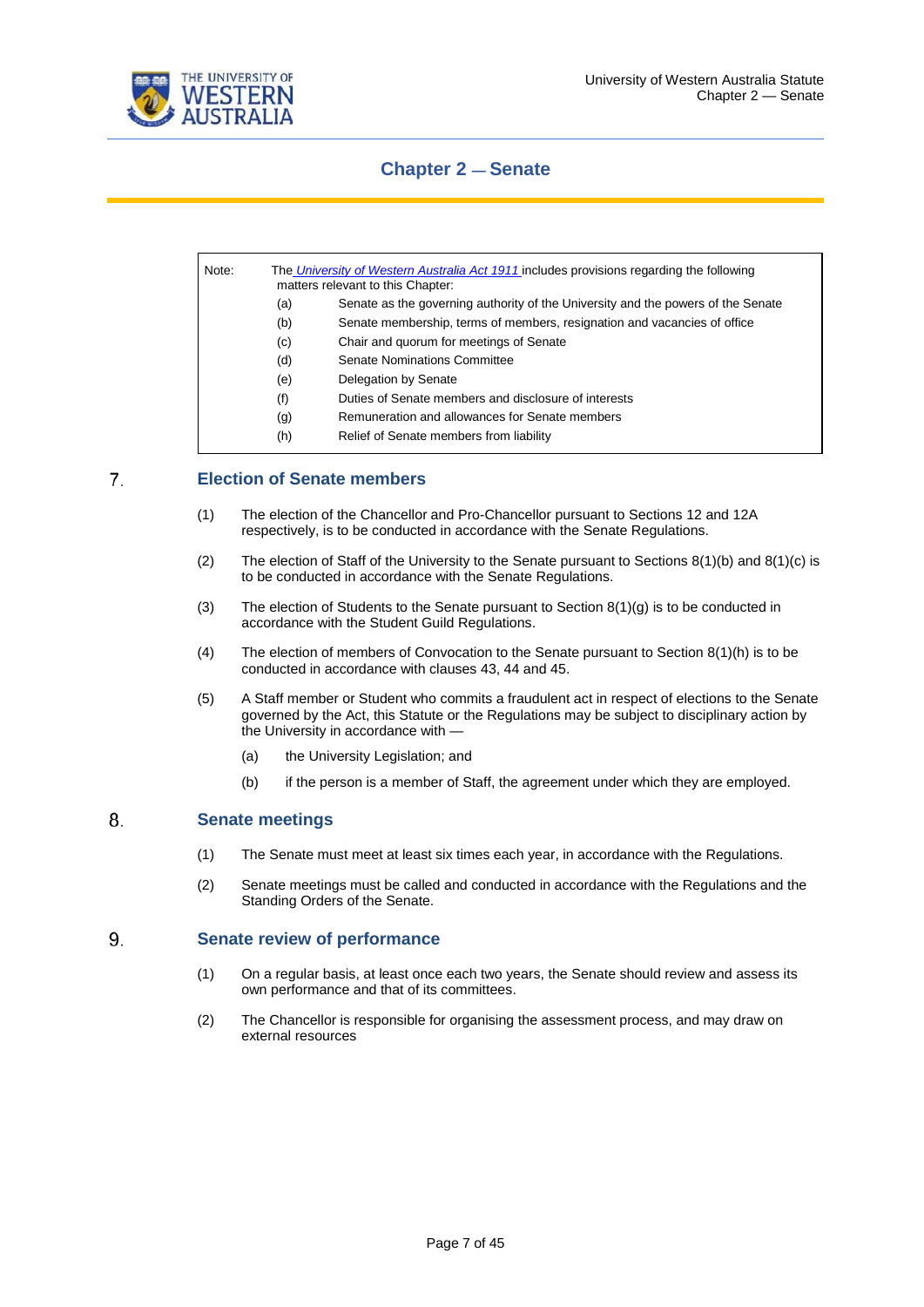# Chapter 2 — Senate

| Note: | The *University of Western Australia Act 1911* includes provisions regarding the following matters relevant to this Chapter: |
|---|---|
| (a) | Senate as the governing authority of the University and the powers of the Senate |
| (b) | Senate membership, terms of members, resignation and vacancies of office |
| (c) | Chair and quorum for meetings of Senate |
| (d) | Senate Nominations Committee |
| (e) | Delegation by Senate |
| (f) | Duties of Senate members and disclosure of interests |
| (g) | Remuneration and allowances for Senate members |
| (h) | Relief of Senate members from liability |

## 7. Election of Senate members

(1) The election of the Chancellor and Pro-Chancellor pursuant to Sections 12 and 12A respectively, is to be conducted in accordance with the Senate Regulations.

(2) The election of Staff of the University to the Senate pursuant to Sections 8(1)(b) and 8(1)(c) is to be conducted in accordance with the Senate Regulations.

(3) The election of Students to the Senate pursuant to Section 8(1)(g) is to be conducted in accordance with the Student Guild Regulations.

(4) The election of members of Convocation to the Senate pursuant to Section 8(1)(h) is to be conducted in accordance with clauses 43, 44 and 45.

(5) A Staff member or Student who commits a fraudulent act in respect of elections to the Senate governed by the Act, this Statute or the Regulations may be subject to disciplinary action by the University in accordance with —

- (a) the University Legislation; and
- (b) if the person is a member of Staff, the agreement under which they are employed.

## 8. Senate meetings

(1) The Senate must meet at least six times each year, in accordance with the Regulations.

(2) Senate meetings must be called and conducted in accordance with the Regulations and the Standing Orders of the Senate.

## 9. Senate review of performance

(1) On a regular basis, at least once each two years, the Senate should review and assess its own performance and that of its committees.

(2) The Chancellor is responsible for organising the assessment process, and may draw on external resources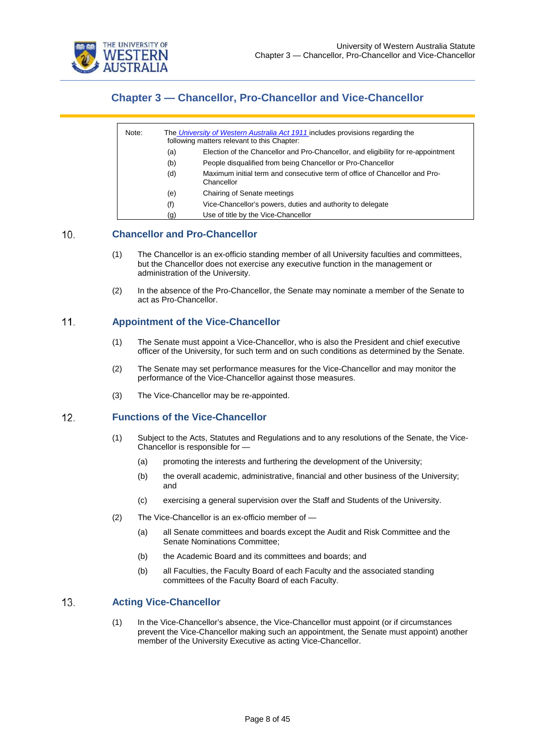# Chapter 3 — Chancellor, Pro-Chancellor and Vice-Chancellor

> Note: The *University of Western Australia Act 1911* includes provisions regarding the following matters relevant to this Chapter:
>
> (a) Election of the Chancellor and Pro-Chancellor, and eligibility for re-appointment
>
> (b) People disqualified from being Chancellor or Pro-Chancellor
>
> (d) Maximum initial term and consecutive term of office of Chancellor and Pro-Chancellor
>
> (e) Chairing of Senate meetings
>
> (f) Vice-Chancellor's powers, duties and authority to delegate
>
> (g) Use of title by the Vice-Chancellor

## 10. Chancellor and Pro-Chancellor

(1) The Chancellor is an ex-officio standing member of all University faculties and committees, but the Chancellor does not exercise any executive function in the management or administration of the University.

(2) In the absence of the Pro-Chancellor, the Senate may nominate a member of the Senate to act as Pro-Chancellor.

## 11. Appointment of the Vice-Chancellor

(1) The Senate must appoint a Vice-Chancellor, who is also the President and chief executive officer of the University, for such term and on such conditions as determined by the Senate.

(2) The Senate may set performance measures for the Vice-Chancellor and may monitor the performance of the Vice-Chancellor against those measures.

(3) The Vice-Chancellor may be re-appointed.

## 12. Functions of the Vice-Chancellor

(1) Subject to the Acts, Statutes and Regulations and to any resolutions of the Senate, the Vice-Chancellor is responsible for —

- (a) promoting the interests and furthering the development of the University;
- (b) the overall academic, administrative, financial and other business of the University; and
- (c) exercising a general supervision over the Staff and Students of the University.

(2) The Vice-Chancellor is an ex-officio member of —

- (a) all Senate committees and boards except the Audit and Risk Committee and the Senate Nominations Committee;
- (b) the Academic Board and its committees and boards; and
- (b) all Faculties, the Faculty Board of each Faculty and the associated standing committees of the Faculty Board of each Faculty.

## 13. Acting Vice-Chancellor

(1) In the Vice-Chancellor's absence, the Vice-Chancellor must appoint (or if circumstances prevent the Vice-Chancellor making such an appointment, the Senate must appoint) another member of the University Executive as acting Vice-Chancellor.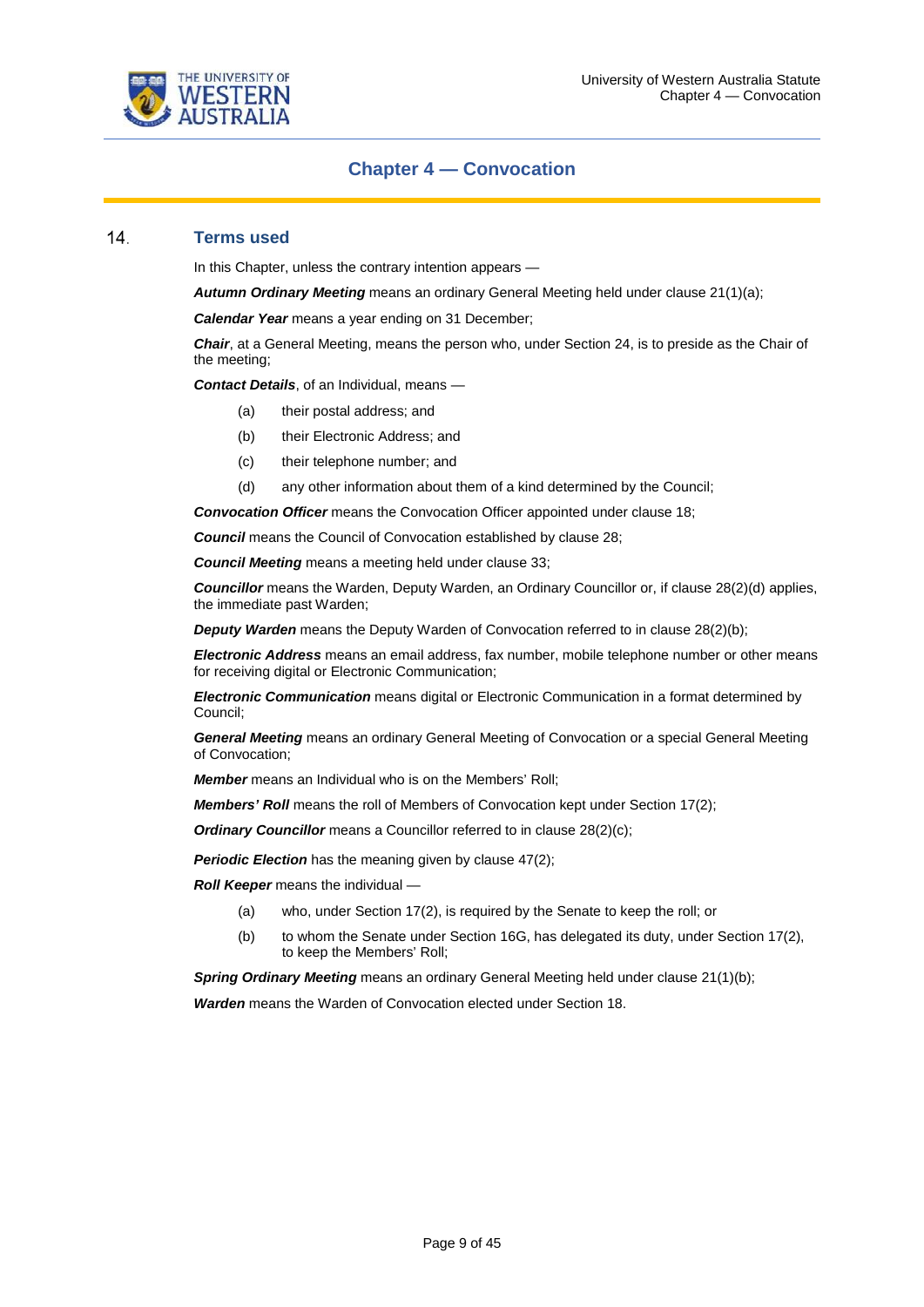# Chapter 4 — Convocation

## 14. Terms used

In this Chapter, unless the contrary intention appears —

***Autumn Ordinary Meeting*** means an ordinary General Meeting held under clause 21(1)(a);

***Calendar Year*** means a year ending on 31 December;

***Chair***, at a General Meeting, means the person who, under Section 24, is to preside as the Chair of the meeting;

***Contact Details***, of an Individual, means —

- (a) their postal address; and
- (b) their Electronic Address; and
- (c) their telephone number; and
- (d) any other information about them of a kind determined by the Council;

***Convocation Officer*** means the Convocation Officer appointed under clause 18;

***Council*** means the Council of Convocation established by clause 28;

***Council Meeting*** means a meeting held under clause 33;

***Councillor*** means the Warden, Deputy Warden, an Ordinary Councillor or, if clause 28(2)(d) applies, the immediate past Warden;

***Deputy Warden*** means the Deputy Warden of Convocation referred to in clause 28(2)(b);

***Electronic Address*** means an email address, fax number, mobile telephone number or other means for receiving digital or Electronic Communication;

***Electronic Communication*** means digital or Electronic Communication in a format determined by Council;

***General Meeting*** means an ordinary General Meeting of Convocation or a special General Meeting of Convocation;

***Member*** means an Individual who is on the Members' Roll;

***Members' Roll*** means the roll of Members of Convocation kept under Section 17(2);

***Ordinary Councillor*** means a Councillor referred to in clause 28(2)(c);

***Periodic Election*** has the meaning given by clause 47(2);

***Roll Keeper*** means the individual —

- (a) who, under Section 17(2), is required by the Senate to keep the roll; or
- (b) to whom the Senate under Section 16G, has delegated its duty, under Section 17(2), to keep the Members' Roll;

***Spring Ordinary Meeting*** means an ordinary General Meeting held under clause 21(1)(b);

***Warden*** means the Warden of Convocation elected under Section 18.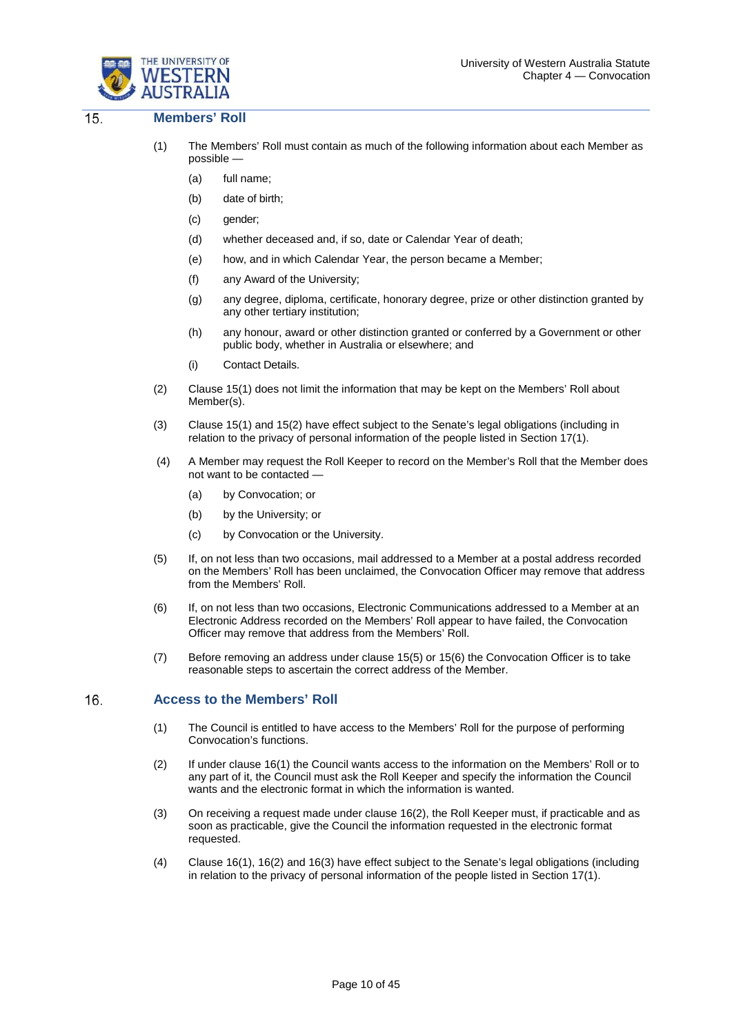## 15. Members' Roll

(1) The Members' Roll must contain as much of the following information about each Member as possible —

  (a) full name;

  (b) date of birth;

  (c) gender;

  (d) whether deceased and, if so, date or Calendar Year of death;

  (e) how, and in which Calendar Year, the person became a Member;

  (f) any Award of the University;

  (g) any degree, diploma, certificate, honorary degree, prize or other distinction granted by any other tertiary institution;

  (h) any honour, award or other distinction granted or conferred by a Government or other public body, whether in Australia or elsewhere; and

  (i) Contact Details.

(2) Clause 15(1) does not limit the information that may be kept on the Members' Roll about Member(s).

(3) Clause 15(1) and 15(2) have effect subject to the Senate's legal obligations (including in relation to the privacy of personal information of the people listed in Section 17(1).

(4) A Member may request the Roll Keeper to record on the Member's Roll that the Member does not want to be contacted —

  (a) by Convocation; or

  (b) by the University; or

  (c) by Convocation or the University.

(5) If, on not less than two occasions, mail addressed to a Member at a postal address recorded on the Members' Roll has been unclaimed, the Convocation Officer may remove that address from the Members' Roll.

(6) If, on not less than two occasions, Electronic Communications addressed to a Member at an Electronic Address recorded on the Members' Roll appear to have failed, the Convocation Officer may remove that address from the Members' Roll.

(7) Before removing an address under clause 15(5) or 15(6) the Convocation Officer is to take reasonable steps to ascertain the correct address of the Member.

## 16. Access to the Members' Roll

(1) The Council is entitled to have access to the Members' Roll for the purpose of performing Convocation's functions.

(2) If under clause 16(1) the Council wants access to the information on the Members' Roll or to any part of it, the Council must ask the Roll Keeper and specify the information the Council wants and the electronic format in which the information is wanted.

(3) On receiving a request made under clause 16(2), the Roll Keeper must, if practicable and as soon as practicable, give the Council the information requested in the electronic format requested.

(4) Clause 16(1), 16(2) and 16(3) have effect subject to the Senate's legal obligations (including in relation to the privacy of personal information of the people listed in Section 17(1).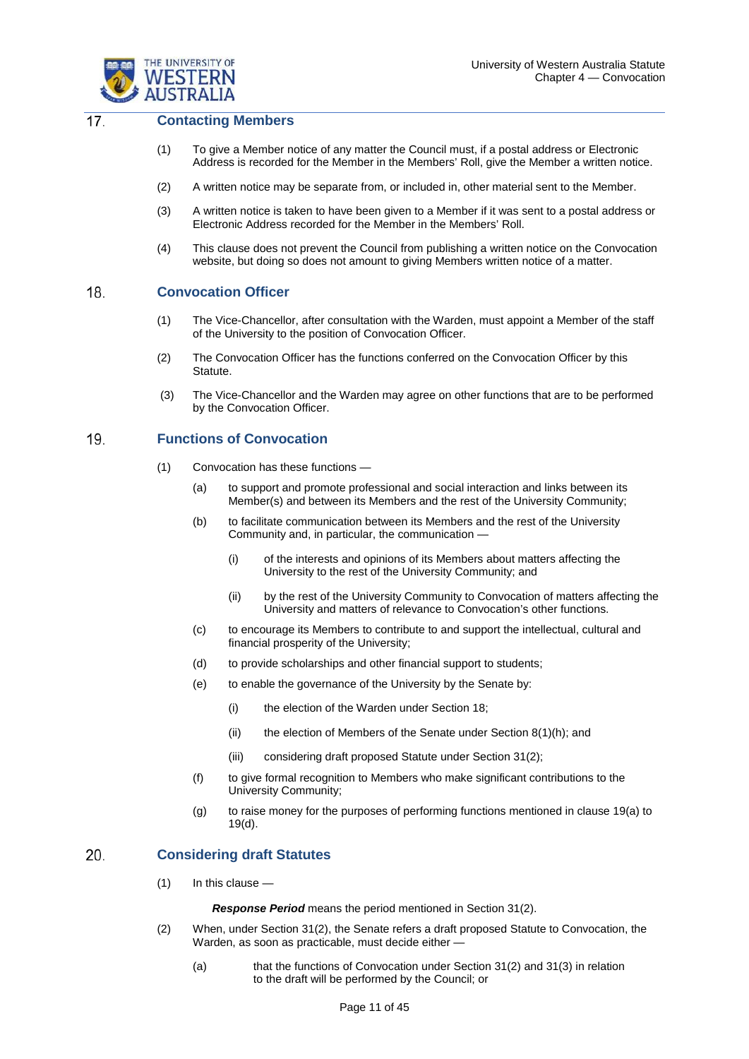## 17. Contacting Members

(1) To give a Member notice of any matter the Council must, if a postal address or Electronic Address is recorded for the Member in the Members' Roll, give the Member a written notice.

(2) A written notice may be separate from, or included in, other material sent to the Member.

(3) A written notice is taken to have been given to a Member if it was sent to a postal address or Electronic Address recorded for the Member in the Members' Roll.

(4) This clause does not prevent the Council from publishing a written notice on the Convocation website, but doing so does not amount to giving Members written notice of a matter.

## 18. Convocation Officer

(1) The Vice-Chancellor, after consultation with the Warden, must appoint a Member of the staff of the University to the position of Convocation Officer.

(2) The Convocation Officer has the functions conferred on the Convocation Officer by this Statute.

(3) The Vice-Chancellor and the Warden may agree on other functions that are to be performed by the Convocation Officer.

## 19. Functions of Convocation

(1) Convocation has these functions —

- (a) to support and promote professional and social interaction and links between its Member(s) and between its Members and the rest of the University Community;
- (b) to facilitate communication between its Members and the rest of the University Community and, in particular, the communication —
  - (i) of the interests and opinions of its Members about matters affecting the University to the rest of the University Community; and
  - (ii) by the rest of the University Community to Convocation of matters affecting the University and matters of relevance to Convocation's other functions.
- (c) to encourage its Members to contribute to and support the intellectual, cultural and financial prosperity of the University;
- (d) to provide scholarships and other financial support to students;
- (e) to enable the governance of the University by the Senate by:
  - (i) the election of the Warden under Section 18;
  - (ii) the election of Members of the Senate under Section 8(1)(h); and
  - (iii) considering draft proposed Statute under Section 31(2);
- (f) to give formal recognition to Members who make significant contributions to the University Community;
- (g) to raise money for the purposes of performing functions mentioned in clause 19(a) to 19(d).

## 20. Considering draft Statutes

(1) In this clause —

***Response Period*** means the period mentioned in Section 31(2).

(2) When, under Section 31(2), the Senate refers a draft proposed Statute to Convocation, the Warden, as soon as practicable, must decide either —

- (a) that the functions of Convocation under Section 31(2) and 31(3) in relation to the draft will be performed by the Council; or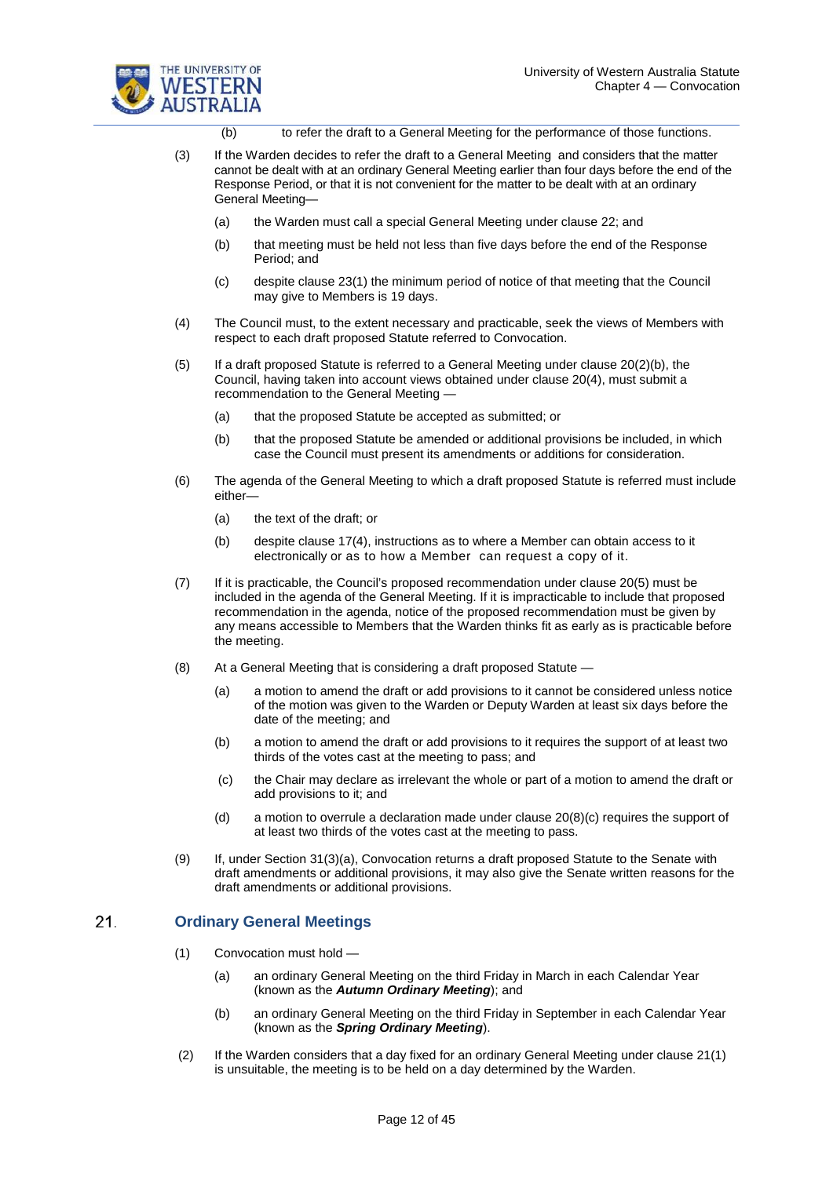(b) to refer the draft to a General Meeting for the performance of those functions.

(3) If the Warden decides to refer the draft to a General Meeting and considers that the matter cannot be dealt with at an ordinary General Meeting earlier than four days before the end of the Response Period, or that it is not convenient for the matter to be dealt with at an ordinary General Meeting—

(a) the Warden must call a special General Meeting under clause 22; and

(b) that meeting must be held not less than five days before the end of the Response Period; and

(c) despite clause 23(1) the minimum period of notice of that meeting that the Council may give to Members is 19 days.

(4) The Council must, to the extent necessary and practicable, seek the views of Members with respect to each draft proposed Statute referred to Convocation.

(5) If a draft proposed Statute is referred to a General Meeting under clause 20(2)(b), the Council, having taken into account views obtained under clause 20(4), must submit a recommendation to the General Meeting —

(a) that the proposed Statute be accepted as submitted; or

(b) that the proposed Statute be amended or additional provisions be included, in which case the Council must present its amendments or additions for consideration.

(6) The agenda of the General Meeting to which a draft proposed Statute is referred must include either—

(a) the text of the draft; or

(b) despite clause 17(4), instructions as to where a Member can obtain access to it electronically or as to how a Member can request a copy of it.

(7) If it is practicable, the Council's proposed recommendation under clause 20(5) must be included in the agenda of the General Meeting. If it is impracticable to include that proposed recommendation in the agenda, notice of the proposed recommendation must be given by any means accessible to Members that the Warden thinks fit as early as is practicable before the meeting.

(8) At a General Meeting that is considering a draft proposed Statute —

(a) a motion to amend the draft or add provisions to it cannot be considered unless notice of the motion was given to the Warden or Deputy Warden at least six days before the date of the meeting; and

(b) a motion to amend the draft or add provisions to it requires the support of at least two thirds of the votes cast at the meeting to pass; and

(c) the Chair may declare as irrelevant the whole or part of a motion to amend the draft or add provisions to it; and

(d) a motion to overrule a declaration made under clause 20(8)(c) requires the support of at least two thirds of the votes cast at the meeting to pass.

(9) If, under Section 31(3)(a), Convocation returns a draft proposed Statute to the Senate with draft amendments or additional provisions, it may also give the Senate written reasons for the draft amendments or additional provisions.

## 21. Ordinary General Meetings

(1) Convocation must hold —

(a) an ordinary General Meeting on the third Friday in March in each Calendar Year (known as the ***Autumn Ordinary Meeting***); and

(b) an ordinary General Meeting on the third Friday in September in each Calendar Year (known as the ***Spring Ordinary Meeting***).

(2) If the Warden considers that a day fixed for an ordinary General Meeting under clause 21(1) is unsuitable, the meeting is to be held on a day determined by the Warden.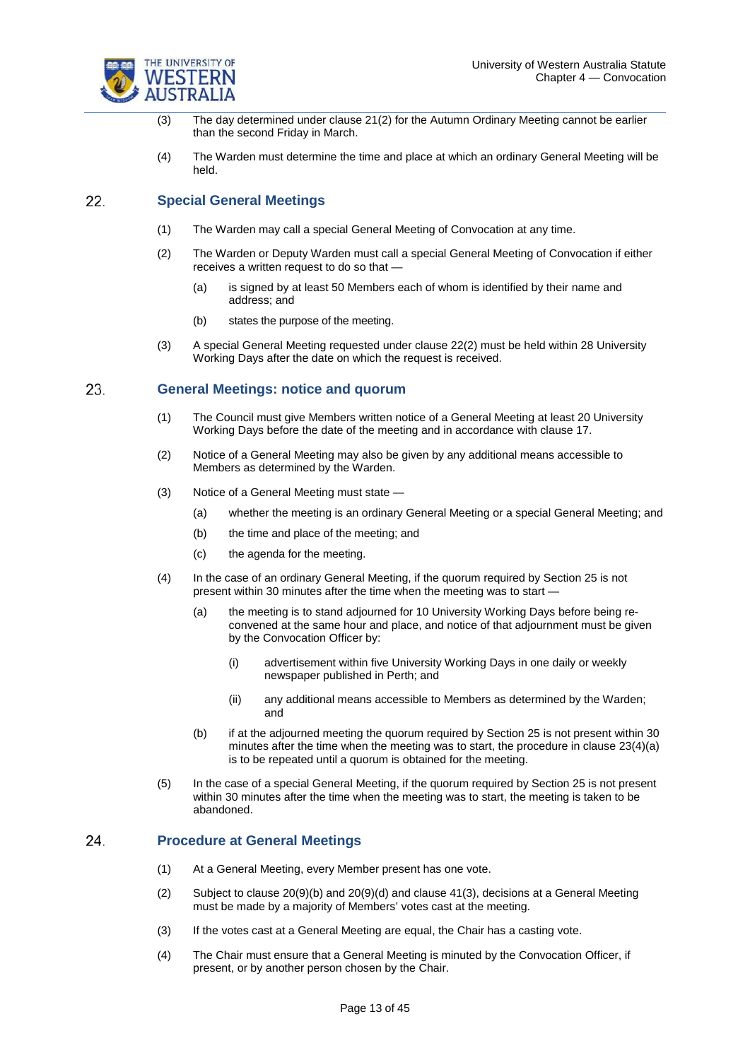(3) The day determined under clause 21(2) for the Autumn Ordinary Meeting cannot be earlier than the second Friday in March.

(4) The Warden must determine the time and place at which an ordinary General Meeting will be held.

## 22. Special General Meetings

(1) The Warden may call a special General Meeting of Convocation at any time.

(2) The Warden or Deputy Warden must call a special General Meeting of Convocation if either receives a written request to do so that —

  (a) is signed by at least 50 Members each of whom is identified by their name and address; and

  (b) states the purpose of the meeting.

(3) A special General Meeting requested under clause 22(2) must be held within 28 University Working Days after the date on which the request is received.

## 23. General Meetings: notice and quorum

(1) The Council must give Members written notice of a General Meeting at least 20 University Working Days before the date of the meeting and in accordance with clause 17.

(2) Notice of a General Meeting may also be given by any additional means accessible to Members as determined by the Warden.

(3) Notice of a General Meeting must state —

  (a) whether the meeting is an ordinary General Meeting or a special General Meeting; and

  (b) the time and place of the meeting; and

  (c) the agenda for the meeting.

(4) In the case of an ordinary General Meeting, if the quorum required by Section 25 is not present within 30 minutes after the time when the meeting was to start —

  (a) the meeting is to stand adjourned for 10 University Working Days before being re-convened at the same hour and place, and notice of that adjournment must be given by the Convocation Officer by:

    (i) advertisement within five University Working Days in one daily or weekly newspaper published in Perth; and

    (ii) any additional means accessible to Members as determined by the Warden; and

  (b) if at the adjourned meeting the quorum required by Section 25 is not present within 30 minutes after the time when the meeting was to start, the procedure in clause 23(4)(a) is to be repeated until a quorum is obtained for the meeting.

(5) In the case of a special General Meeting, if the quorum required by Section 25 is not present within 30 minutes after the time when the meeting was to start, the meeting is taken to be abandoned.

## 24. Procedure at General Meetings

(1) At a General Meeting, every Member present has one vote.

(2) Subject to clause 20(9)(b) and 20(9)(d) and clause 41(3), decisions at a General Meeting must be made by a majority of Members' votes cast at the meeting.

(3) If the votes cast at a General Meeting are equal, the Chair has a casting vote.

(4) The Chair must ensure that a General Meeting is minuted by the Convocation Officer, if present, or by another person chosen by the Chair.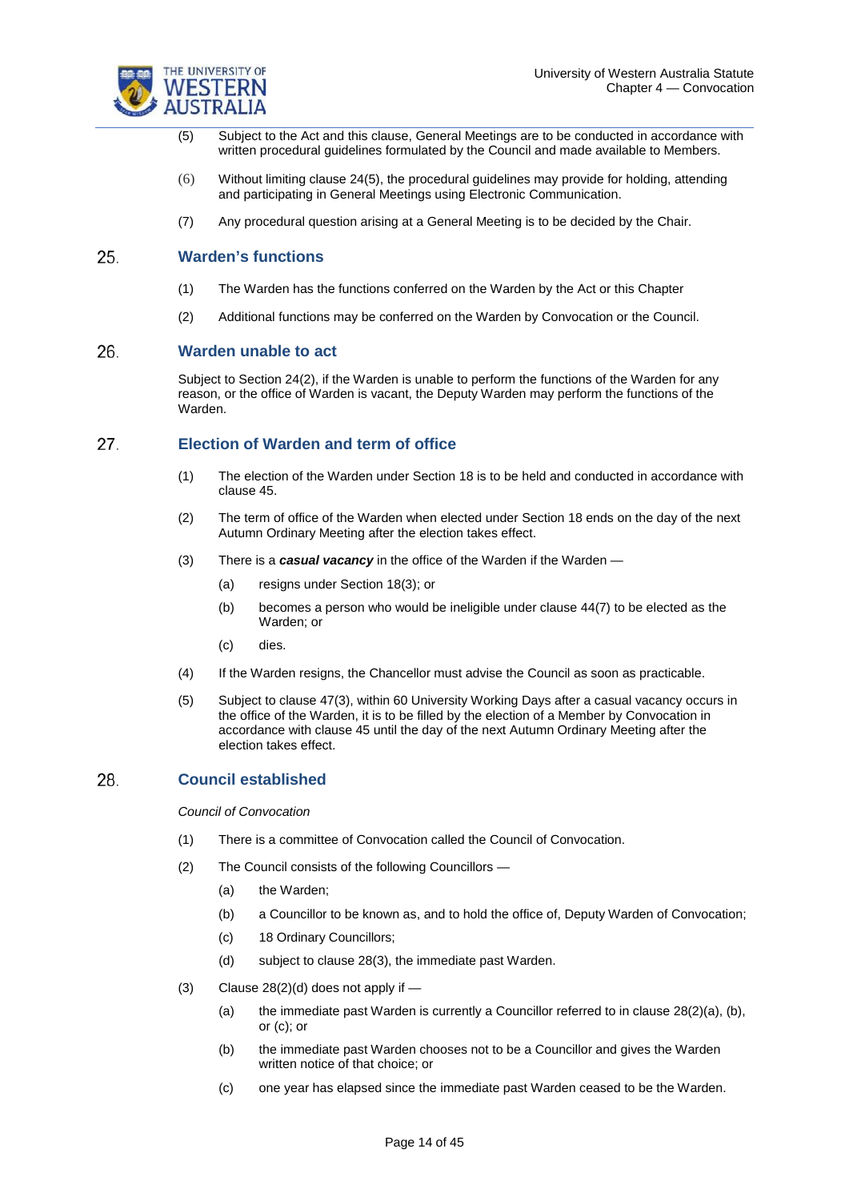(5) Subject to the Act and this clause, General Meetings are to be conducted in accordance with written procedural guidelines formulated by the Council and made available to Members.

(6) Without limiting clause 24(5), the procedural guidelines may provide for holding, attending and participating in General Meetings using Electronic Communication.

(7) Any procedural question arising at a General Meeting is to be decided by the Chair.

## 25. Warden's functions

(1) The Warden has the functions conferred on the Warden by the Act or this Chapter

(2) Additional functions may be conferred on the Warden by Convocation or the Council.

## 26. Warden unable to act

Subject to Section 24(2), if the Warden is unable to perform the functions of the Warden for any reason, or the office of Warden is vacant, the Deputy Warden may perform the functions of the Warden.

## 27. Election of Warden and term of office

(1) The election of the Warden under Section 18 is to be held and conducted in accordance with clause 45.

(2) The term of office of the Warden when elected under Section 18 ends on the day of the next Autumn Ordinary Meeting after the election takes effect.

(3) There is a ***casual vacancy*** in the office of the Warden if the Warden —

- (a) resigns under Section 18(3); or
- (b) becomes a person who would be ineligible under clause 44(7) to be elected as the Warden; or
- (c) dies.

(4) If the Warden resigns, the Chancellor must advise the Council as soon as practicable.

(5) Subject to clause 47(3), within 60 University Working Days after a casual vacancy occurs in the office of the Warden, it is to be filled by the election of a Member by Convocation in accordance with clause 45 until the day of the next Autumn Ordinary Meeting after the election takes effect.

## 28. Council established

*Council of Convocation*

(1) There is a committee of Convocation called the Council of Convocation.

(2) The Council consists of the following Councillors —

- (a) the Warden;
- (b) a Councillor to be known as, and to hold the office of, Deputy Warden of Convocation;
- (c) 18 Ordinary Councillors;
- (d) subject to clause 28(3), the immediate past Warden.

(3) Clause 28(2)(d) does not apply if —

- (a) the immediate past Warden is currently a Councillor referred to in clause 28(2)(a), (b), or (c); or
- (b) the immediate past Warden chooses not to be a Councillor and gives the Warden written notice of that choice; or
- (c) one year has elapsed since the immediate past Warden ceased to be the Warden.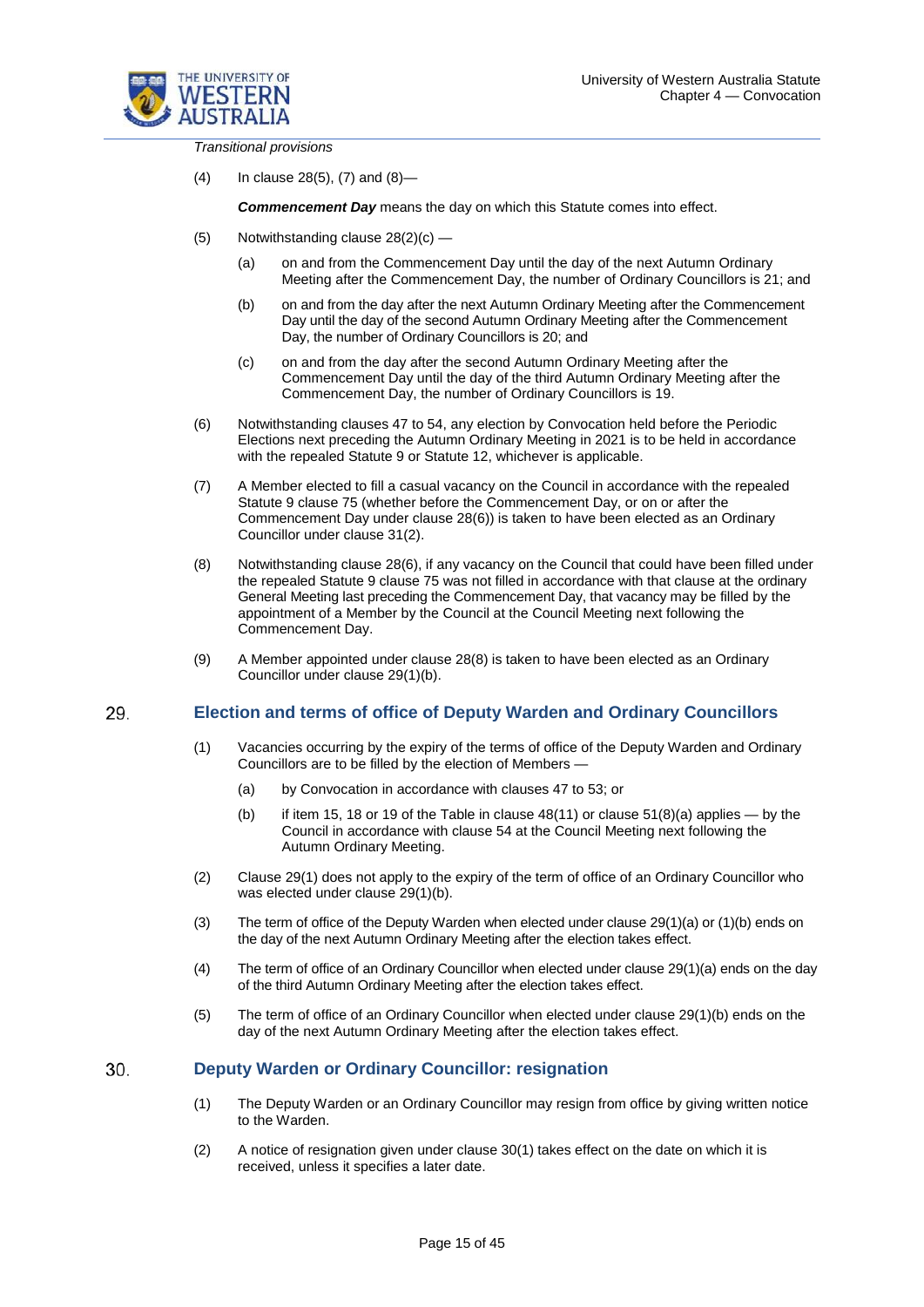*Transitional provisions*

(4) In clause 28(5), (7) and (8)—

***Commencement Day*** means the day on which this Statute comes into effect.

(5) Notwithstanding clause 28(2)(c) —

(a) on and from the Commencement Day until the day of the next Autumn Ordinary Meeting after the Commencement Day, the number of Ordinary Councillors is 21; and

(b) on and from the day after the next Autumn Ordinary Meeting after the Commencement Day until the day of the second Autumn Ordinary Meeting after the Commencement Day, the number of Ordinary Councillors is 20; and

(c) on and from the day after the second Autumn Ordinary Meeting after the Commencement Day until the day of the third Autumn Ordinary Meeting after the Commencement Day, the number of Ordinary Councillors is 19.

(6) Notwithstanding clauses 47 to 54, any election by Convocation held before the Periodic Elections next preceding the Autumn Ordinary Meeting in 2021 is to be held in accordance with the repealed Statute 9 or Statute 12, whichever is applicable.

(7) A Member elected to fill a casual vacancy on the Council in accordance with the repealed Statute 9 clause 75 (whether before the Commencement Day, or on or after the Commencement Day under clause 28(6)) is taken to have been elected as an Ordinary Councillor under clause 31(2).

(8) Notwithstanding clause 28(6), if any vacancy on the Council that could have been filled under the repealed Statute 9 clause 75 was not filled in accordance with that clause at the ordinary General Meeting last preceding the Commencement Day, that vacancy may be filled by the appointment of a Member by the Council at the Council Meeting next following the Commencement Day.

(9) A Member appointed under clause 28(8) is taken to have been elected as an Ordinary Councillor under clause 29(1)(b).

## 29. Election and terms of office of Deputy Warden and Ordinary Councillors

(1) Vacancies occurring by the expiry of the terms of office of the Deputy Warden and Ordinary Councillors are to be filled by the election of Members —

(a) by Convocation in accordance with clauses 47 to 53; or

(b) if item 15, 18 or 19 of the Table in clause 48(11) or clause 51(8)(a) applies — by the Council in accordance with clause 54 at the Council Meeting next following the Autumn Ordinary Meeting.

(2) Clause 29(1) does not apply to the expiry of the term of office of an Ordinary Councillor who was elected under clause 29(1)(b).

(3) The term of office of the Deputy Warden when elected under clause 29(1)(a) or (1)(b) ends on the day of the next Autumn Ordinary Meeting after the election takes effect.

(4) The term of office of an Ordinary Councillor when elected under clause 29(1)(a) ends on the day of the third Autumn Ordinary Meeting after the election takes effect.

(5) The term of office of an Ordinary Councillor when elected under clause 29(1)(b) ends on the day of the next Autumn Ordinary Meeting after the election takes effect.

## 30. Deputy Warden or Ordinary Councillor: resignation

(1) The Deputy Warden or an Ordinary Councillor may resign from office by giving written notice to the Warden.

(2) A notice of resignation given under clause 30(1) takes effect on the date on which it is received, unless it specifies a later date.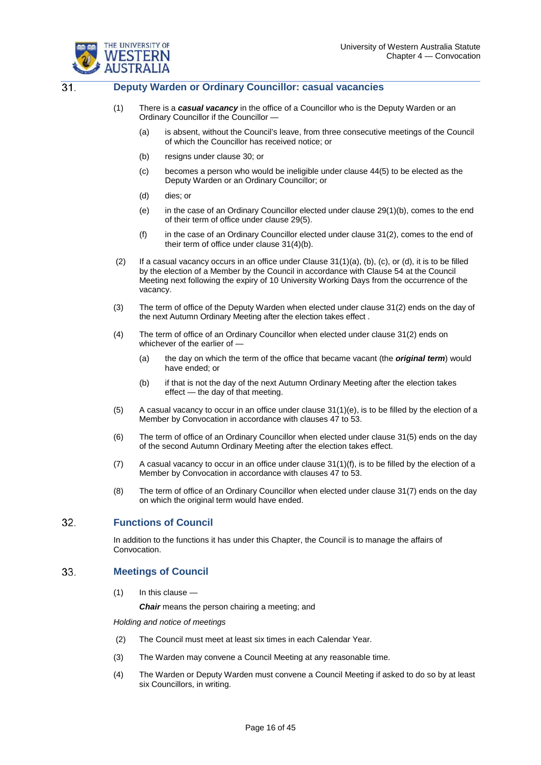## 31. Deputy Warden or Ordinary Councillor: casual vacancies

(1) There is a ***casual vacancy*** in the office of a Councillor who is the Deputy Warden or an Ordinary Councillor if the Councillor —

(a) is absent, without the Council's leave, from three consecutive meetings of the Council of which the Councillor has received notice; or

(b) resigns under clause 30; or

(c) becomes a person who would be ineligible under clause 44(5) to be elected as the Deputy Warden or an Ordinary Councillor; or

(d) dies; or

(e) in the case of an Ordinary Councillor elected under clause 29(1)(b), comes to the end of their term of office under clause 29(5).

(f) in the case of an Ordinary Councillor elected under clause 31(2), comes to the end of their term of office under clause 31(4)(b).

(2) If a casual vacancy occurs in an office under Clause 31(1)(a), (b), (c), or (d), it is to be filled by the election of a Member by the Council in accordance with Clause 54 at the Council Meeting next following the expiry of 10 University Working Days from the occurrence of the vacancy.

(3) The term of office of the Deputy Warden when elected under clause 31(2) ends on the day of the next Autumn Ordinary Meeting after the election takes effect .

(4) The term of office of an Ordinary Councillor when elected under clause 31(2) ends on whichever of the earlier of —

(a) the day on which the term of the office that became vacant (the ***original term***) would have ended; or

(b) if that is not the day of the next Autumn Ordinary Meeting after the election takes effect — the day of that meeting.

(5) A casual vacancy to occur in an office under clause 31(1)(e), is to be filled by the election of a Member by Convocation in accordance with clauses 47 to 53.

(6) The term of office of an Ordinary Councillor when elected under clause 31(5) ends on the day of the second Autumn Ordinary Meeting after the election takes effect.

(7) A casual vacancy to occur in an office under clause 31(1)(f), is to be filled by the election of a Member by Convocation in accordance with clauses 47 to 53.

(8) The term of office of an Ordinary Councillor when elected under clause 31(7) ends on the day on which the original term would have ended.

## 32. Functions of Council

In addition to the functions it has under this Chapter, the Council is to manage the affairs of Convocation.

## 33. Meetings of Council

(1) In this clause —

***Chair*** means the person chairing a meeting; and

*Holding and notice of meetings*

(2) The Council must meet at least six times in each Calendar Year.

(3) The Warden may convene a Council Meeting at any reasonable time.

(4) The Warden or Deputy Warden must convene a Council Meeting if asked to do so by at least six Councillors, in writing.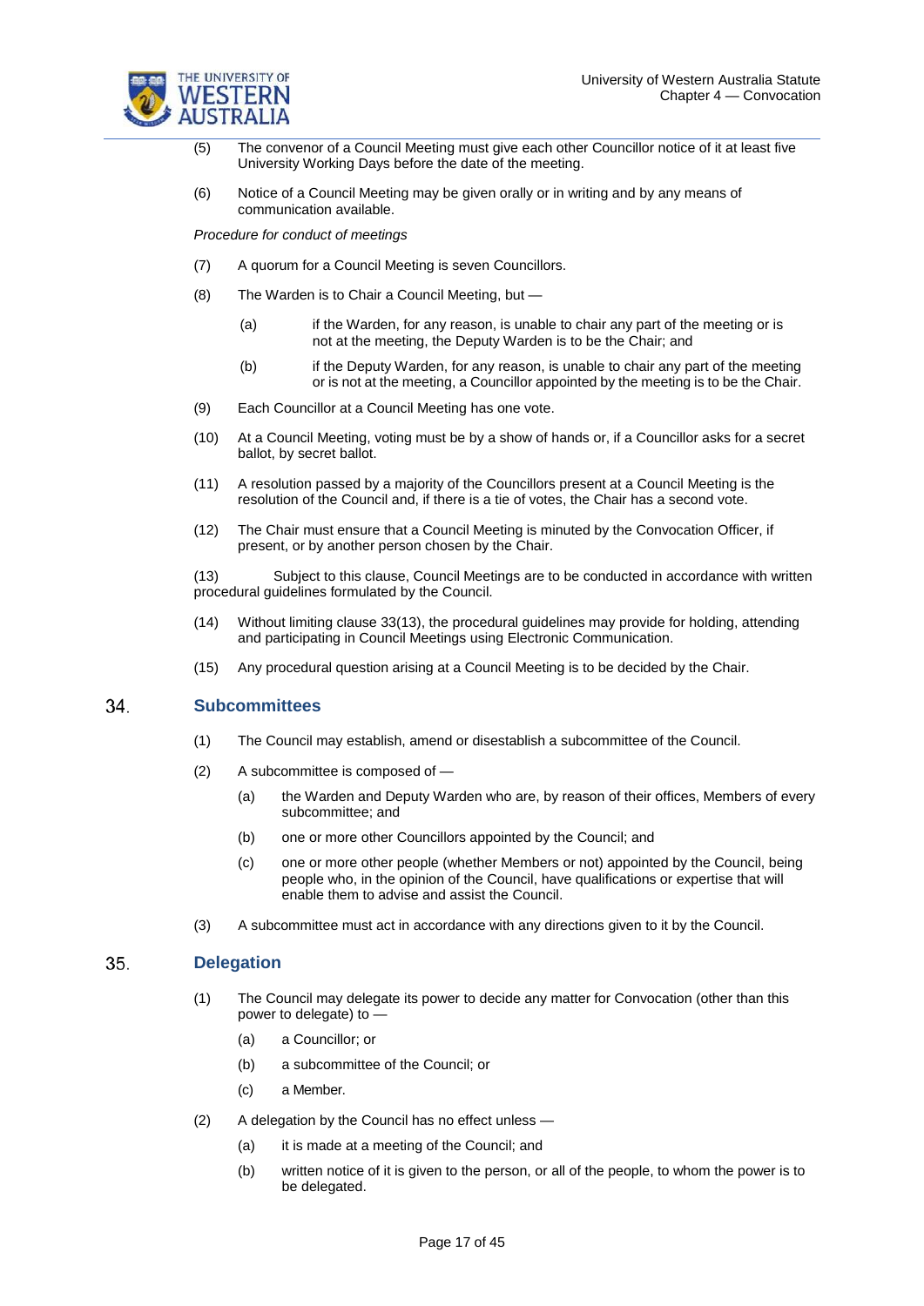(5) The convenor of a Council Meeting must give each other Councillor notice of it at least five University Working Days before the date of the meeting.

(6) Notice of a Council Meeting may be given orally or in writing and by any means of communication available.

*Procedure for conduct of meetings*

(7) A quorum for a Council Meeting is seven Councillors.

(8) The Warden is to Chair a Council Meeting, but —

(a) if the Warden, for any reason, is unable to chair any part of the meeting or is not at the meeting, the Deputy Warden is to be the Chair; and

(b) if the Deputy Warden, for any reason, is unable to chair any part of the meeting or is not at the meeting, a Councillor appointed by the meeting is to be the Chair.

(9) Each Councillor at a Council Meeting has one vote.

(10) At a Council Meeting, voting must be by a show of hands or, if a Councillor asks for a secret ballot, by secret ballot.

(11) A resolution passed by a majority of the Councillors present at a Council Meeting is the resolution of the Council and, if there is a tie of votes, the Chair has a second vote.

(12) The Chair must ensure that a Council Meeting is minuted by the Convocation Officer, if present, or by another person chosen by the Chair.

(13) Subject to this clause, Council Meetings are to be conducted in accordance with written procedural guidelines formulated by the Council.

(14) Without limiting clause 33(13), the procedural guidelines may provide for holding, attending and participating in Council Meetings using Electronic Communication.

(15) Any procedural question arising at a Council Meeting is to be decided by the Chair.

## 34. Subcommittees

(1) The Council may establish, amend or disestablish a subcommittee of the Council.

(2) A subcommittee is composed of —

(a) the Warden and Deputy Warden who are, by reason of their offices, Members of every subcommittee; and

(b) one or more other Councillors appointed by the Council; and

(c) one or more other people (whether Members or not) appointed by the Council, being people who, in the opinion of the Council, have qualifications or expertise that will enable them to advise and assist the Council.

(3) A subcommittee must act in accordance with any directions given to it by the Council.

## 35. Delegation

(1) The Council may delegate its power to decide any matter for Convocation (other than this power to delegate) to —

(a) a Councillor; or

(b) a subcommittee of the Council; or

(c) a Member.

(2) A delegation by the Council has no effect unless —

(a) it is made at a meeting of the Council; and

(b) written notice of it is given to the person, or all of the people, to whom the power is to be delegated.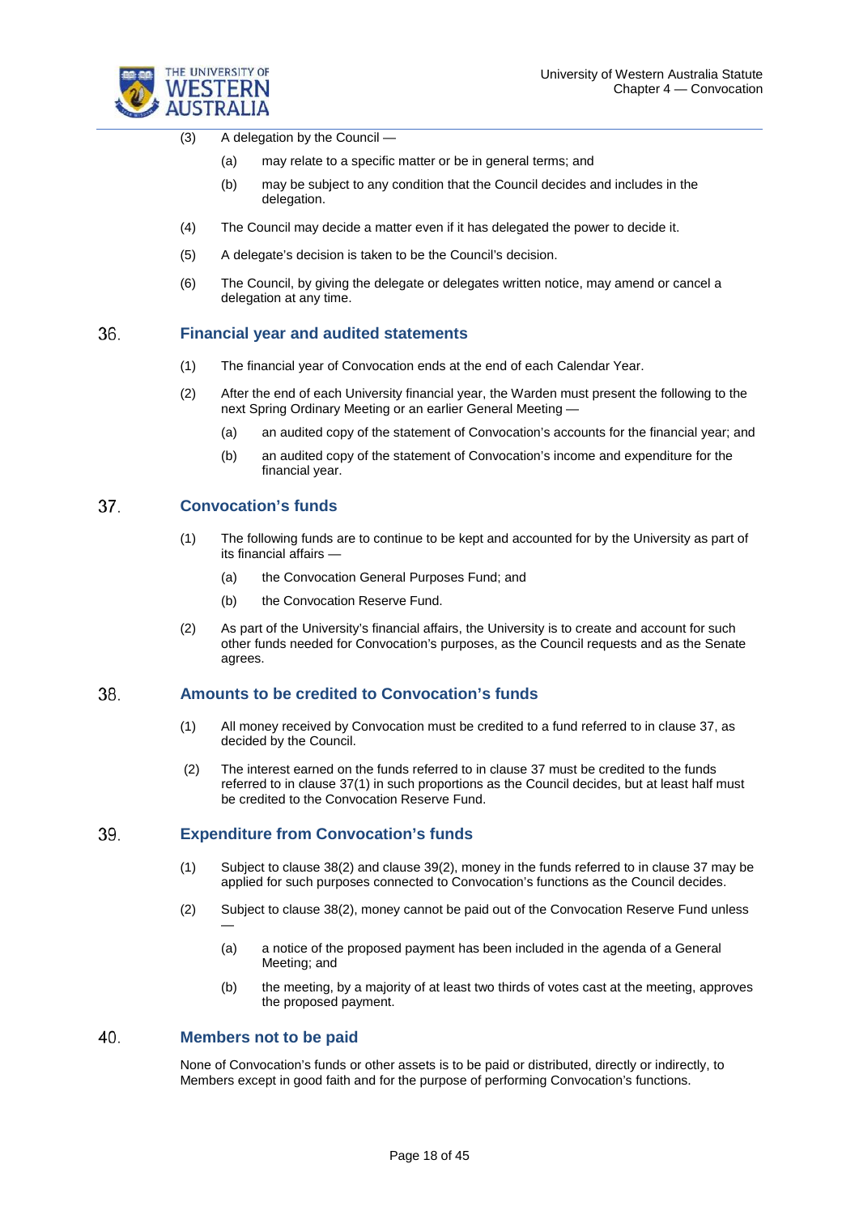(3) A delegation by the Council —

(a) may relate to a specific matter or be in general terms; and

(b) may be subject to any condition that the Council decides and includes in the delegation.

(4) The Council may decide a matter even if it has delegated the power to decide it.

(5) A delegate's decision is taken to be the Council's decision.

(6) The Council, by giving the delegate or delegates written notice, may amend or cancel a delegation at any time.

## 36. Financial year and audited statements

(1) The financial year of Convocation ends at the end of each Calendar Year.

(2) After the end of each University financial year, the Warden must present the following to the next Spring Ordinary Meeting or an earlier General Meeting —

(a) an audited copy of the statement of Convocation's accounts for the financial year; and

(b) an audited copy of the statement of Convocation's income and expenditure for the financial year.

## 37. Convocation's funds

(1) The following funds are to continue to be kept and accounted for by the University as part of its financial affairs —

(a) the Convocation General Purposes Fund; and

(b) the Convocation Reserve Fund.

(2) As part of the University's financial affairs, the University is to create and account for such other funds needed for Convocation's purposes, as the Council requests and as the Senate agrees.

## 38. Amounts to be credited to Convocation's funds

(1) All money received by Convocation must be credited to a fund referred to in clause 37, as decided by the Council.

(2) The interest earned on the funds referred to in clause 37 must be credited to the funds referred to in clause 37(1) in such proportions as the Council decides, but at least half must be credited to the Convocation Reserve Fund.

## 39. Expenditure from Convocation's funds

(1) Subject to clause 38(2) and clause 39(2), money in the funds referred to in clause 37 may be applied for such purposes connected to Convocation's functions as the Council decides.

(2) Subject to clause 38(2), money cannot be paid out of the Convocation Reserve Fund unless —

(a) a notice of the proposed payment has been included in the agenda of a General Meeting; and

(b) the meeting, by a majority of at least two thirds of votes cast at the meeting, approves the proposed payment.

## 40. Members not to be paid

None of Convocation's funds or other assets is to be paid or distributed, directly or indirectly, to Members except in good faith and for the purpose of performing Convocation's functions.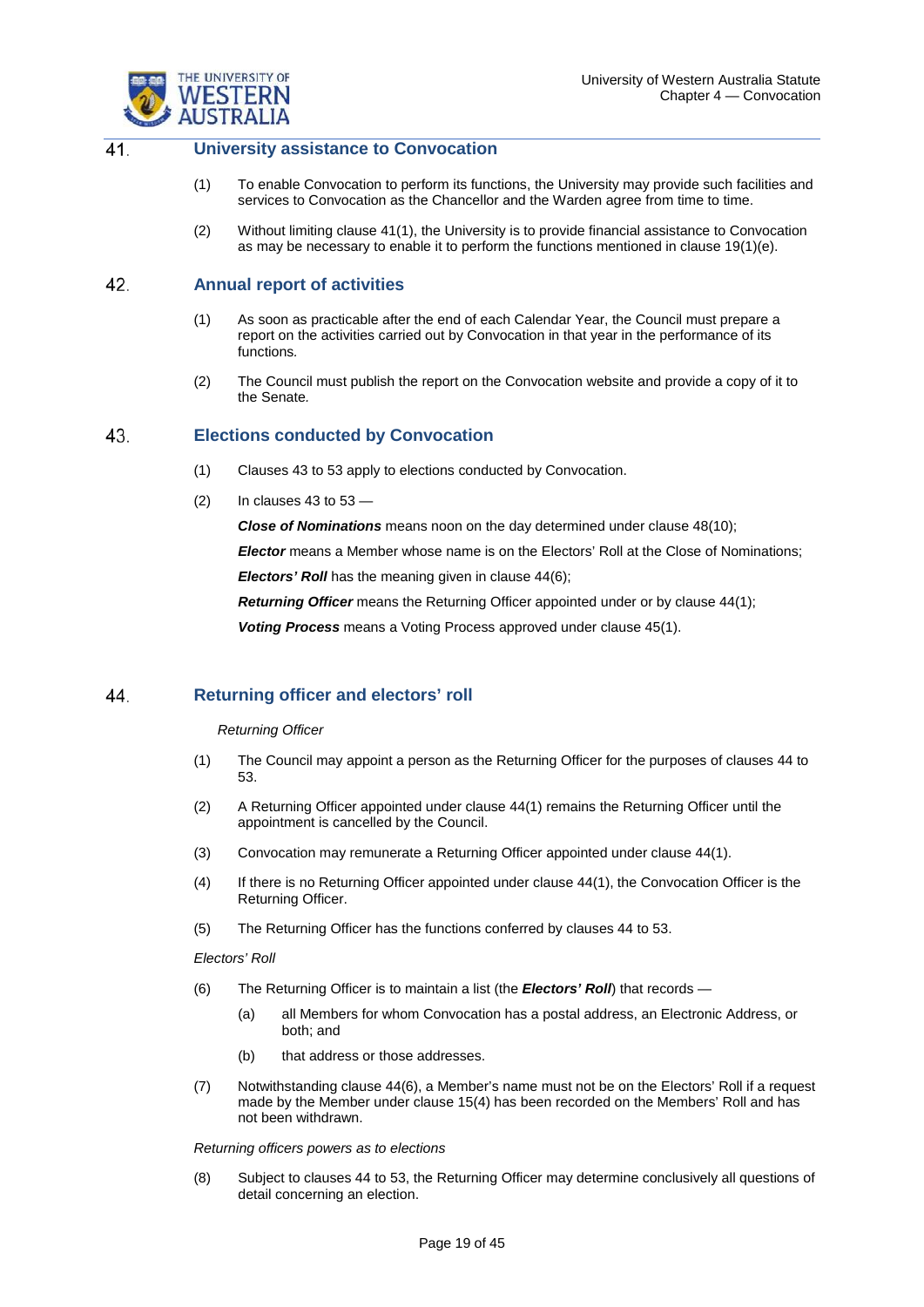## 41. University assistance to Convocation

(1) To enable Convocation to perform its functions, the University may provide such facilities and services to Convocation as the Chancellor and the Warden agree from time to time.

(2) Without limiting clause 41(1), the University is to provide financial assistance to Convocation as may be necessary to enable it to perform the functions mentioned in clause 19(1)(e).

## 42. Annual report of activities

(1) As soon as practicable after the end of each Calendar Year, the Council must prepare a report on the activities carried out by Convocation in that year in the performance of its functions.

(2) The Council must publish the report on the Convocation website and provide a copy of it to the Senate.

## 43. Elections conducted by Convocation

(1) Clauses 43 to 53 apply to elections conducted by Convocation.

(2) In clauses 43 to 53 —

***Close of Nominations*** means noon on the day determined under clause 48(10);

***Elector*** means a Member whose name is on the Electors' Roll at the Close of Nominations;

***Electors' Roll*** has the meaning given in clause 44(6);

***Returning Officer*** means the Returning Officer appointed under or by clause 44(1);

***Voting Process*** means a Voting Process approved under clause 45(1).

## 44. Returning officer and electors' roll

*Returning Officer*

(1) The Council may appoint a person as the Returning Officer for the purposes of clauses 44 to 53.

(2) A Returning Officer appointed under clause 44(1) remains the Returning Officer until the appointment is cancelled by the Council.

(3) Convocation may remunerate a Returning Officer appointed under clause 44(1).

(4) If there is no Returning Officer appointed under clause 44(1), the Convocation Officer is the Returning Officer.

(5) The Returning Officer has the functions conferred by clauses 44 to 53.

*Electors' Roll*

(6) The Returning Officer is to maintain a list (the ***Electors' Roll***) that records —

   (a) all Members for whom Convocation has a postal address, an Electronic Address, or both; and

   (b) that address or those addresses.

(7) Notwithstanding clause 44(6), a Member's name must not be on the Electors' Roll if a request made by the Member under clause 15(4) has been recorded on the Members' Roll and has not been withdrawn.

*Returning officers powers as to elections*

(8) Subject to clauses 44 to 53, the Returning Officer may determine conclusively all questions of detail concerning an election.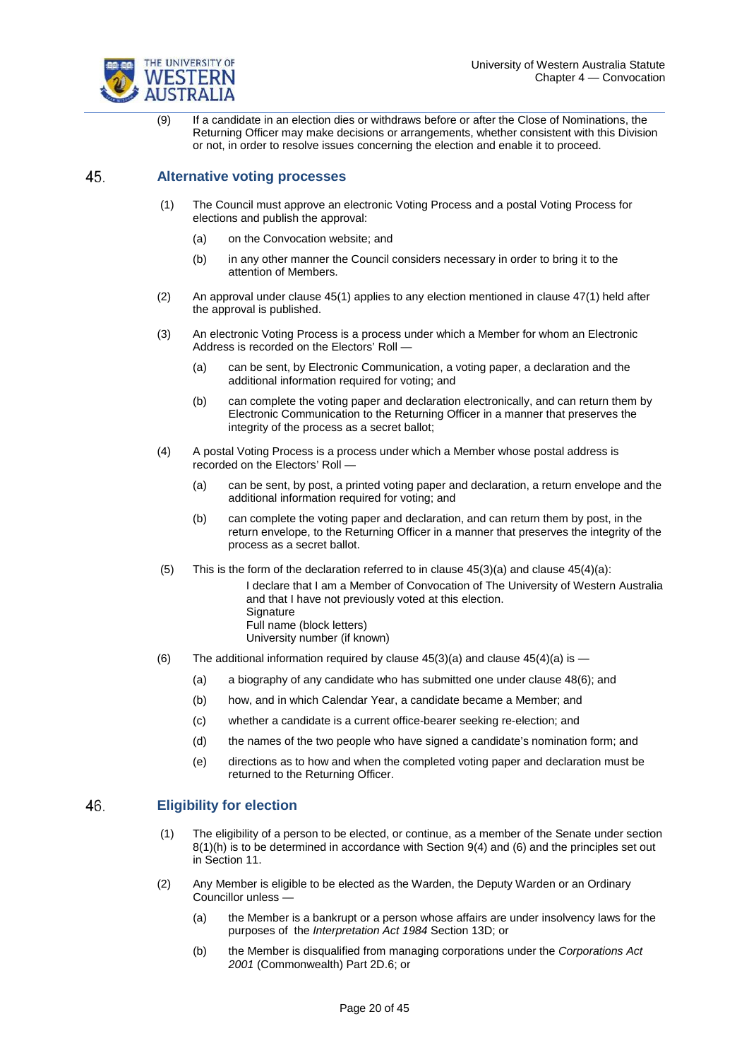(9) If a candidate in an election dies or withdraws before or after the Close of Nominations, the Returning Officer may make decisions or arrangements, whether consistent with this Division or not, in order to resolve issues concerning the election and enable it to proceed.

## 45. Alternative voting processes

(1) The Council must approve an electronic Voting Process and a postal Voting Process for elections and publish the approval:

- (a) on the Convocation website; and
- (b) in any other manner the Council considers necessary in order to bring it to the attention of Members.

(2) An approval under clause 45(1) applies to any election mentioned in clause 47(1) held after the approval is published.

(3) An electronic Voting Process is a process under which a Member for whom an Electronic Address is recorded on the Electors' Roll —

- (a) can be sent, by Electronic Communication, a voting paper, a declaration and the additional information required for voting; and
- (b) can complete the voting paper and declaration electronically, and can return them by Electronic Communication to the Returning Officer in a manner that preserves the integrity of the process as a secret ballot;

(4) A postal Voting Process is a process under which a Member whose postal address is recorded on the Electors' Roll —

- (a) can be sent, by post, a printed voting paper and declaration, a return envelope and the additional information required for voting; and
- (b) can complete the voting paper and declaration, and can return them by post, in the return envelope, to the Returning Officer in a manner that preserves the integrity of the process as a secret ballot.

(5) This is the form of the declaration referred to in clause 45(3)(a) and clause 45(4)(a):

> I declare that I am a Member of Convocation of The University of Western Australia and that I have not previously voted at this election.
> Signature
> Full name (block letters)
> University number (if known)

(6) The additional information required by clause 45(3)(a) and clause 45(4)(a) is —

- (a) a biography of any candidate who has submitted one under clause 48(6); and
- (b) how, and in which Calendar Year, a candidate became a Member; and
- (c) whether a candidate is a current office-bearer seeking re-election; and
- (d) the names of the two people who have signed a candidate's nomination form; and
- (e) directions as to how and when the completed voting paper and declaration must be returned to the Returning Officer.

## 46. Eligibility for election

(1) The eligibility of a person to be elected, or continue, as a member of the Senate under section 8(1)(h) is to be determined in accordance with Section 9(4) and (6) and the principles set out in Section 11.

(2) Any Member is eligible to be elected as the Warden, the Deputy Warden or an Ordinary Councillor unless —

- (a) the Member is a bankrupt or a person whose affairs are under insolvency laws for the purposes of the *Interpretation Act 1984* Section 13D; or
- (b) the Member is disqualified from managing corporations under the *Corporations Act 2001* (Commonwealth) Part 2D.6; or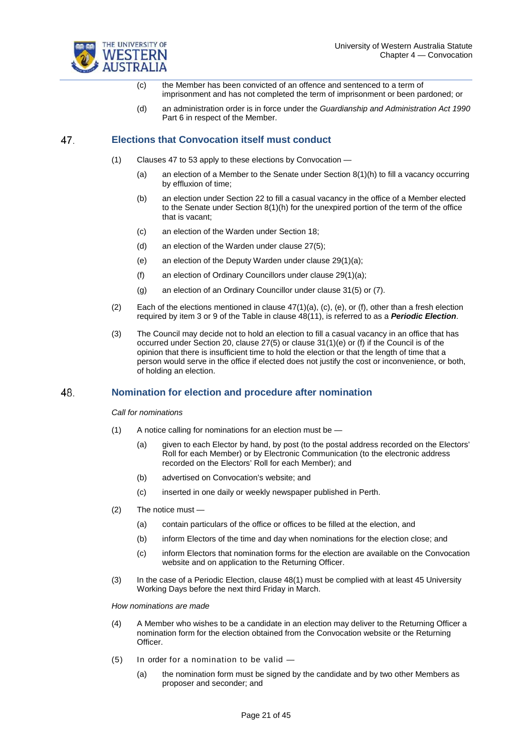(c) the Member has been convicted of an offence and sentenced to a term of imprisonment and has not completed the term of imprisonment or been pardoned; or

(d) an administration order is in force under the *Guardianship and Administration Act 1990* Part 6 in respect of the Member.

## 47. Elections that Convocation itself must conduct

(1) Clauses 47 to 53 apply to these elections by Convocation —

(a) an election of a Member to the Senate under Section 8(1)(h) to fill a vacancy occurring by effluxion of time;

(b) an election under Section 22 to fill a casual vacancy in the office of a Member elected to the Senate under Section 8(1)(h) for the unexpired portion of the term of the office that is vacant;

(c) an election of the Warden under Section 18;

(d) an election of the Warden under clause 27(5);

(e) an election of the Deputy Warden under clause 29(1)(a);

(f) an election of Ordinary Councillors under clause 29(1)(a);

(g) an election of an Ordinary Councillor under clause 31(5) or (7).

(2) Each of the elections mentioned in clause 47(1)(a), (c), (e), or (f), other than a fresh election required by item 3 or 9 of the Table in clause 48(11), is referred to as a ***Periodic Election***.

(3) The Council may decide not to hold an election to fill a casual vacancy in an office that has occurred under Section 20, clause 27(5) or clause 31(1)(e) or (f) if the Council is of the opinion that there is insufficient time to hold the election or that the length of time that a person would serve in the office if elected does not justify the cost or inconvenience, or both, of holding an election.

## 48. Nomination for election and procedure after nomination

*Call for nominations*

(1) A notice calling for nominations for an election must be —

(a) given to each Elector by hand, by post (to the postal address recorded on the Electors' Roll for each Member) or by Electronic Communication (to the electronic address recorded on the Electors' Roll for each Member); and

(b) advertised on Convocation's website; and

(c) inserted in one daily or weekly newspaper published in Perth.

(2) The notice must —

(a) contain particulars of the office or offices to be filled at the election, and

(b) inform Electors of the time and day when nominations for the election close; and

(c) inform Electors that nomination forms for the election are available on the Convocation website and on application to the Returning Officer.

(3) In the case of a Periodic Election, clause 48(1) must be complied with at least 45 University Working Days before the next third Friday in March.

*How nominations are made*

(4) A Member who wishes to be a candidate in an election may deliver to the Returning Officer a nomination form for the election obtained from the Convocation website or the Returning Officer.

(5) In order for a nomination to be valid —

(a) the nomination form must be signed by the candidate and by two other Members as proposer and seconder; and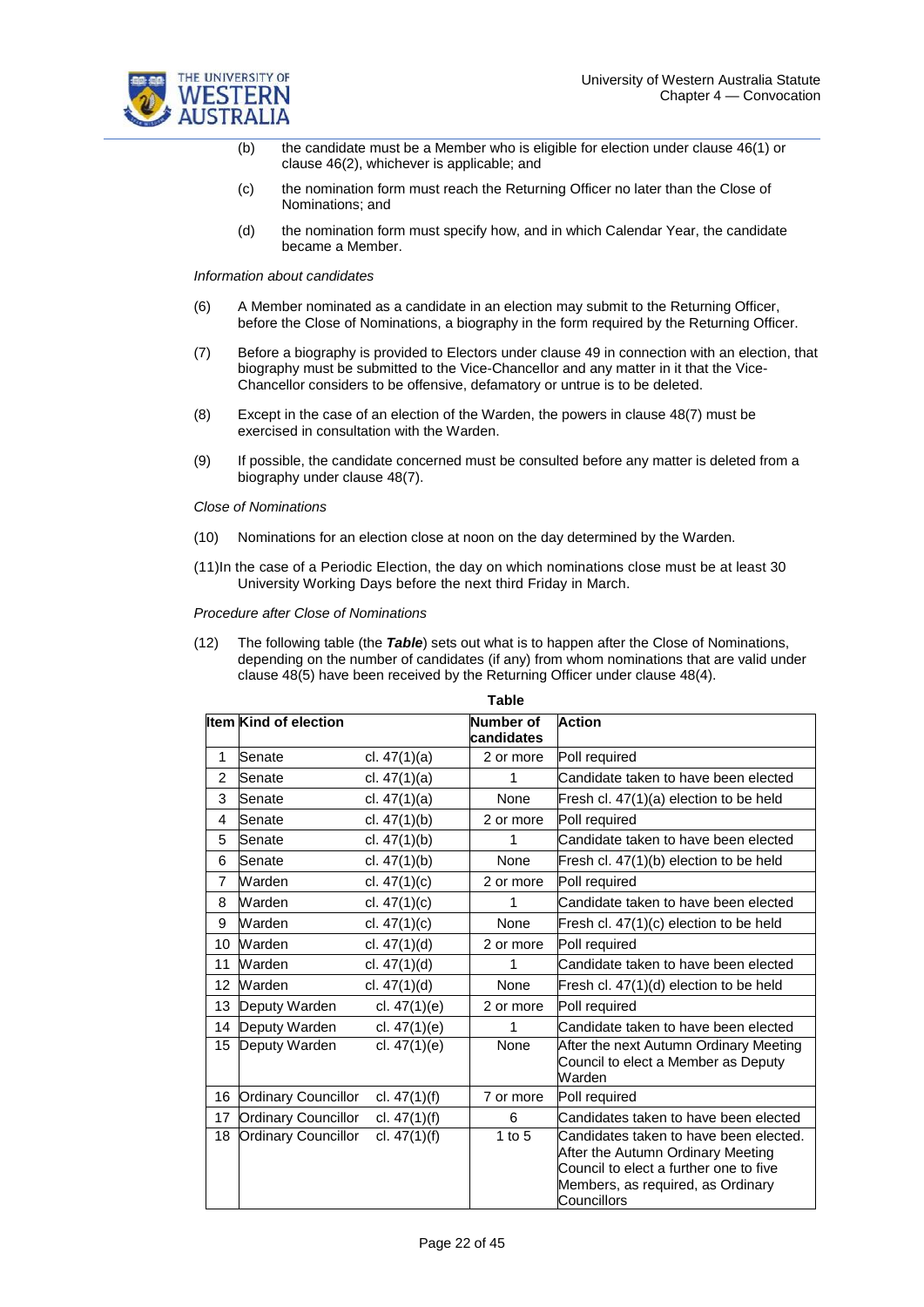(b) the candidate must be a Member who is eligible for election under clause 46(1) or clause 46(2), whichever is applicable; and

(c) the nomination form must reach the Returning Officer no later than the Close of Nominations; and

(d) the nomination form must specify how, and in which Calendar Year, the candidate became a Member.

*Information about candidates*

(6) A Member nominated as a candidate in an election may submit to the Returning Officer, before the Close of Nominations, a biography in the form required by the Returning Officer.

(7) Before a biography is provided to Electors under clause 49 in connection with an election, that biography must be submitted to the Vice-Chancellor and any matter in it that the Vice-Chancellor considers to be offensive, defamatory or untrue is to be deleted.

(8) Except in the case of an election of the Warden, the powers in clause 48(7) must be exercised in consultation with the Warden.

(9) If possible, the candidate concerned must be consulted before any matter is deleted from a biography under clause 48(7).

*Close of Nominations*

(10) Nominations for an election close at noon on the day determined by the Warden.

(11) In the case of a Periodic Election, the day on which nominations close must be at least 30 University Working Days before the next third Friday in March.

*Procedure after Close of Nominations*

(12) The following table (the ***Table***) sets out what is to happen after the Close of Nominations, depending on the number of candidates (if any) from whom nominations that are valid under clause 48(5) have been received by the Returning Officer under clause 48(4).

**Table**

| Item | Kind of election | | Number of candidates | Action |
|---|---|---|---|---|
| 1 | Senate | cl. 47(1)(a) | 2 or more | Poll required |
| 2 | Senate | cl. 47(1)(a) | 1 | Candidate taken to have been elected |
| 3 | Senate | cl. 47(1)(a) | None | Fresh cl. 47(1)(a) election to be held |
| 4 | Senate | cl. 47(1)(b) | 2 or more | Poll required |
| 5 | Senate | cl. 47(1)(b) | 1 | Candidate taken to have been elected |
| 6 | Senate | cl. 47(1)(b) | None | Fresh cl. 47(1)(b) election to be held |
| 7 | Warden | cl. 47(1)(c) | 2 or more | Poll required |
| 8 | Warden | cl. 47(1)(c) | 1 | Candidate taken to have been elected |
| 9 | Warden | cl. 47(1)(c) | None | Fresh cl. 47(1)(c) election to be held |
| 10 | Warden | cl. 47(1)(d) | 2 or more | Poll required |
| 11 | Warden | cl. 47(1)(d) | 1 | Candidate taken to have been elected |
| 12 | Warden | cl. 47(1)(d) | None | Fresh cl. 47(1)(d) election to be held |
| 13 | Deputy Warden | cl. 47(1)(e) | 2 or more | Poll required |
| 14 | Deputy Warden | cl. 47(1)(e) | 1 | Candidate taken to have been elected |
| 15 | Deputy Warden | cl. 47(1)(e) | None | After the next Autumn Ordinary Meeting Council to elect a Member as Deputy Warden |
| 16 | Ordinary Councillor | cl. 47(1)(f) | 7 or more | Poll required |
| 17 | Ordinary Councillor | cl. 47(1)(f) | 6 | Candidates taken to have been elected |
| 18 | Ordinary Councillor | cl. 47(1)(f) | 1 to 5 | Candidates taken to have been elected. After the Autumn Ordinary Meeting Council to elect a further one to five Members, as required, as Ordinary Councillors |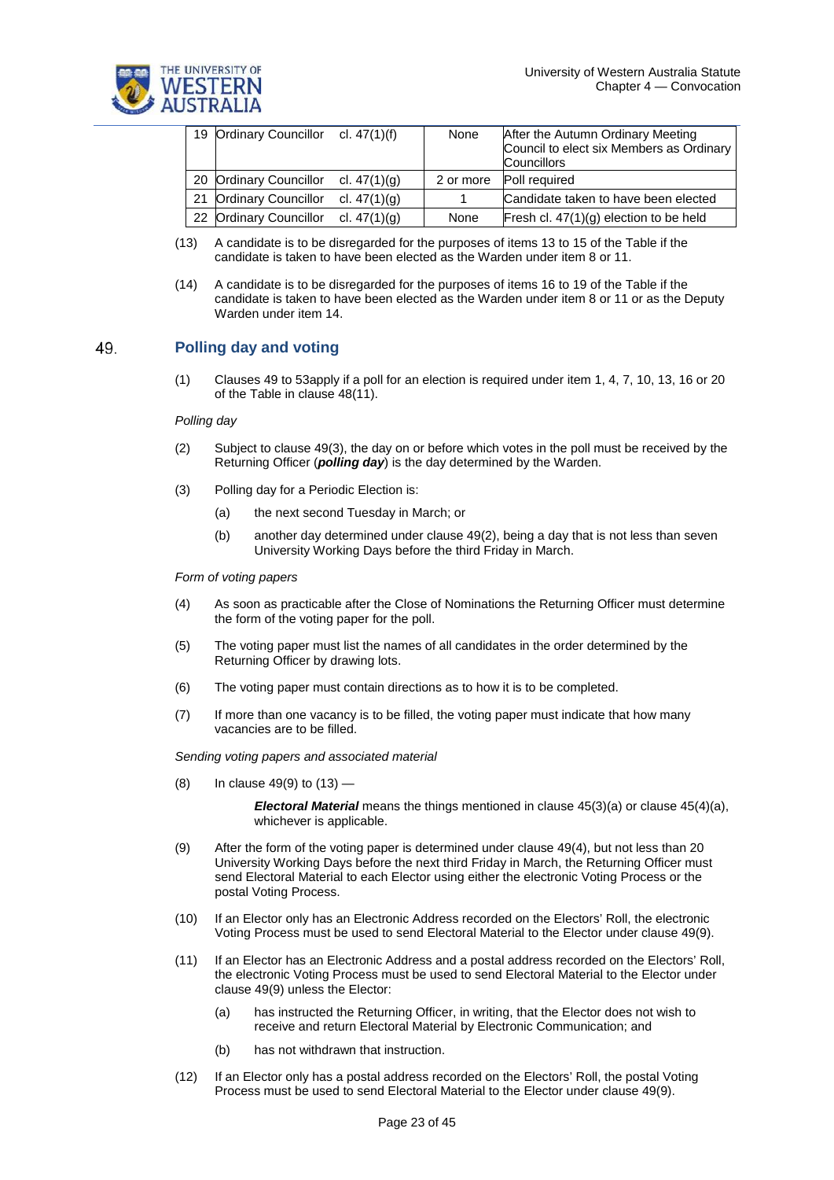| 19 | Ordinary Councillor | cl. 47(1)(f) | None | After the Autumn Ordinary Meeting Council to elect six Members as Ordinary Councillors |
|---|---|---|---|---|
| 20 | Ordinary Councillor | cl. 47(1)(g) | 2 or more | Poll required |
| 21 | Ordinary Councillor | cl. 47(1)(g) | 1 | Candidate taken to have been elected |
| 22 | Ordinary Councillor | cl. 47(1)(g) | None | Fresh cl. 47(1)(g) election to be held |

(13) A candidate is to be disregarded for the purposes of items 13 to 15 of the Table if the candidate is taken to have been elected as the Warden under item 8 or 11.

(14) A candidate is to be disregarded for the purposes of items 16 to 19 of the Table if the candidate is taken to have been elected as the Warden under item 8 or 11 or as the Deputy Warden under item 14.

## 49. Polling day and voting

(1) Clauses 49 to 53apply if a poll for an election is required under item 1, 4, 7, 10, 13, 16 or 20 of the Table in clause 48(11).

*Polling day*

(2) Subject to clause 49(3), the day on or before which votes in the poll must be received by the Returning Officer (***polling day***) is the day determined by the Warden.

(3) Polling day for a Periodic Election is:

(a) the next second Tuesday in March; or

(b) another day determined under clause 49(2), being a day that is not less than seven University Working Days before the third Friday in March.

*Form of voting papers*

(4) As soon as practicable after the Close of Nominations the Returning Officer must determine the form of the voting paper for the poll.

(5) The voting paper must list the names of all candidates in the order determined by the Returning Officer by drawing lots.

(6) The voting paper must contain directions as to how it is to be completed.

(7) If more than one vacancy is to be filled, the voting paper must indicate that how many vacancies are to be filled.

*Sending voting papers and associated material*

(8) In clause 49(9) to (13) —

***Electoral Material*** means the things mentioned in clause 45(3)(a) or clause 45(4)(a), whichever is applicable.

(9) After the form of the voting paper is determined under clause 49(4), but not less than 20 University Working Days before the next third Friday in March, the Returning Officer must send Electoral Material to each Elector using either the electronic Voting Process or the postal Voting Process.

(10) If an Elector only has an Electronic Address recorded on the Electors' Roll, the electronic Voting Process must be used to send Electoral Material to the Elector under clause 49(9).

(11) If an Elector has an Electronic Address and a postal address recorded on the Electors' Roll, the electronic Voting Process must be used to send Electoral Material to the Elector under clause 49(9) unless the Elector:

(a) has instructed the Returning Officer, in writing, that the Elector does not wish to receive and return Electoral Material by Electronic Communication; and

(b) has not withdrawn that instruction.

(12) If an Elector only has a postal address recorded on the Electors' Roll, the postal Voting Process must be used to send Electoral Material to the Elector under clause 49(9).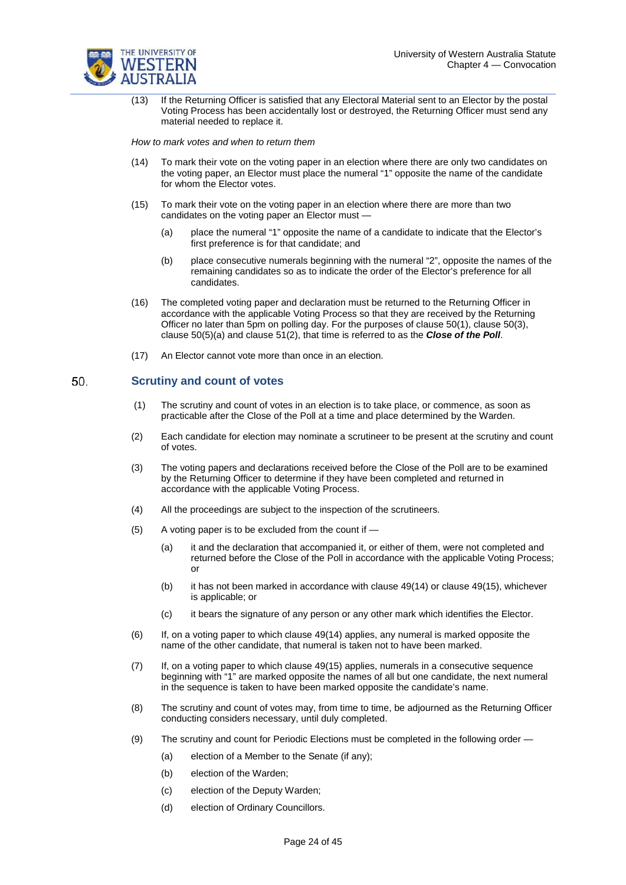(13) If the Returning Officer is satisfied that any Electoral Material sent to an Elector by the postal Voting Process has been accidentally lost or destroyed, the Returning Officer must send any material needed to replace it.

*How to mark votes and when to return them*

(14) To mark their vote on the voting paper in an election where there are only two candidates on the voting paper, an Elector must place the numeral "1" opposite the name of the candidate for whom the Elector votes.

(15) To mark their vote on the voting paper in an election where there are more than two candidates on the voting paper an Elector must —

- (a) place the numeral "1" opposite the name of a candidate to indicate that the Elector's first preference is for that candidate; and
- (b) place consecutive numerals beginning with the numeral "2", opposite the names of the remaining candidates so as to indicate the order of the Elector's preference for all candidates.

(16) The completed voting paper and declaration must be returned to the Returning Officer in accordance with the applicable Voting Process so that they are received by the Returning Officer no later than 5pm on polling day. For the purposes of clause 50(1), clause 50(3), clause 50(5)(a) and clause 51(2), that time is referred to as the ***Close of the Poll***.

(17) An Elector cannot vote more than once in an election.

## 50. Scrutiny and count of votes

(1) The scrutiny and count of votes in an election is to take place, or commence, as soon as practicable after the Close of the Poll at a time and place determined by the Warden.

(2) Each candidate for election may nominate a scrutineer to be present at the scrutiny and count of votes.

(3) The voting papers and declarations received before the Close of the Poll are to be examined by the Returning Officer to determine if they have been completed and returned in accordance with the applicable Voting Process.

(4) All the proceedings are subject to the inspection of the scrutineers.

(5) A voting paper is to be excluded from the count if —

- (a) it and the declaration that accompanied it, or either of them, were not completed and returned before the Close of the Poll in accordance with the applicable Voting Process; or
- (b) it has not been marked in accordance with clause 49(14) or clause 49(15), whichever is applicable; or
- (c) it bears the signature of any person or any other mark which identifies the Elector.

(6) If, on a voting paper to which clause 49(14) applies, any numeral is marked opposite the name of the other candidate, that numeral is taken not to have been marked.

(7) If, on a voting paper to which clause 49(15) applies, numerals in a consecutive sequence beginning with "1" are marked opposite the names of all but one candidate, the next numeral in the sequence is taken to have been marked opposite the candidate's name.

(8) The scrutiny and count of votes may, from time to time, be adjourned as the Returning Officer conducting considers necessary, until duly completed.

(9) The scrutiny and count for Periodic Elections must be completed in the following order —

- (a) election of a Member to the Senate (if any);
- (b) election of the Warden;
- (c) election of the Deputy Warden;
- (d) election of Ordinary Councillors.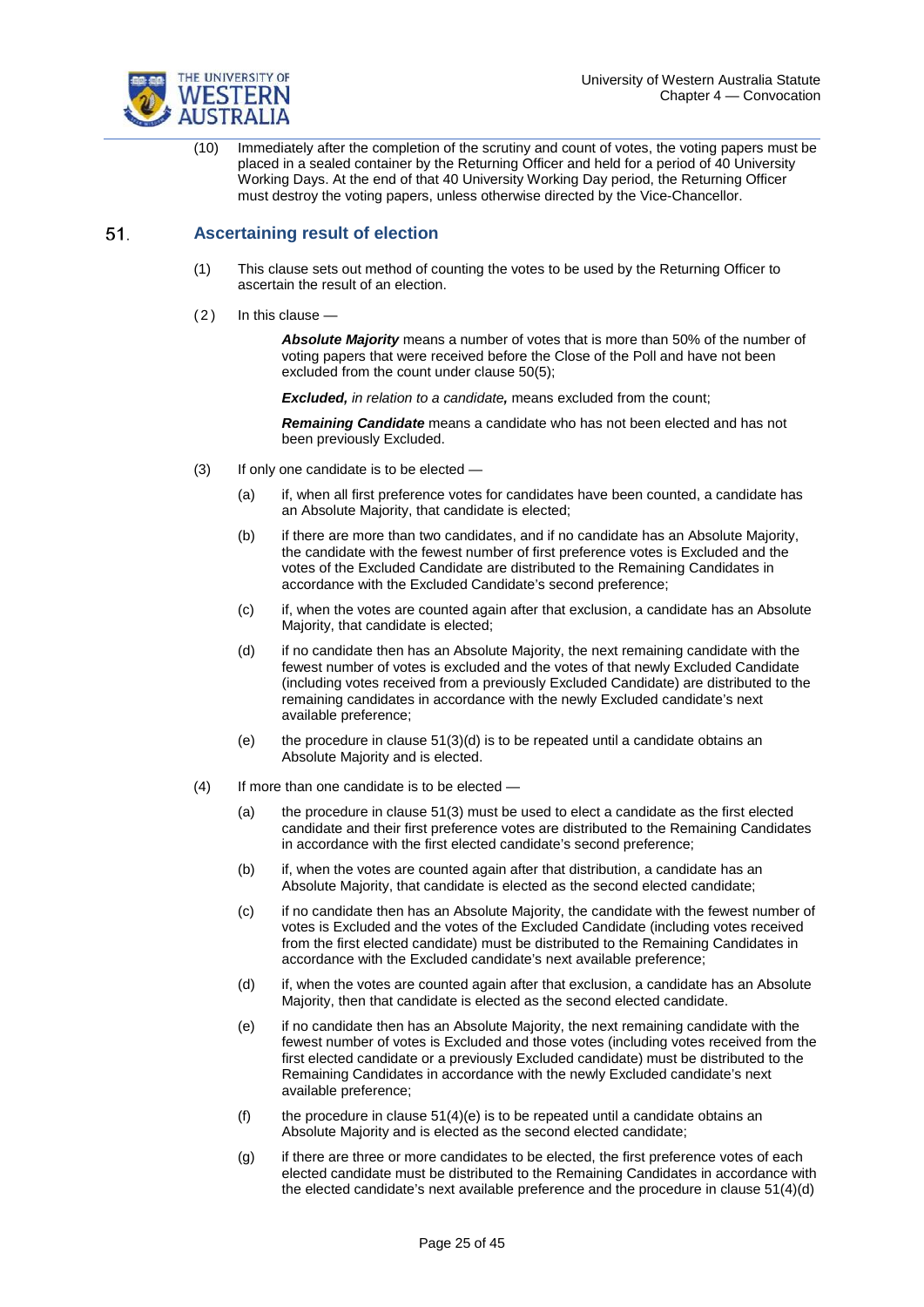(10) Immediately after the completion of the scrutiny and count of votes, the voting papers must be placed in a sealed container by the Returning Officer and held for a period of 40 University Working Days. At the end of that 40 University Working Day period, the Returning Officer must destroy the voting papers, unless otherwise directed by the Vice-Chancellor.

## 51. Ascertaining result of election

(1) This clause sets out method of counting the votes to be used by the Returning Officer to ascertain the result of an election.

(2) In this clause —

***Absolute Majority*** means a number of votes that is more than 50% of the number of voting papers that were received before the Close of the Poll and have not been excluded from the count under clause 50(5);

***Excluded,*** *in relation to a candidate,* means excluded from the count;

***Remaining Candidate*** means a candidate who has not been elected and has not been previously Excluded.

(3) If only one candidate is to be elected —

(a) if, when all first preference votes for candidates have been counted, a candidate has an Absolute Majority, that candidate is elected;

(b) if there are more than two candidates, and if no candidate has an Absolute Majority, the candidate with the fewest number of first preference votes is Excluded and the votes of the Excluded Candidate are distributed to the Remaining Candidates in accordance with the Excluded Candidate's second preference;

(c) if, when the votes are counted again after that exclusion, a candidate has an Absolute Majority, that candidate is elected;

(d) if no candidate then has an Absolute Majority, the next remaining candidate with the fewest number of votes is excluded and the votes of that newly Excluded Candidate (including votes received from a previously Excluded Candidate) are distributed to the remaining candidates in accordance with the newly Excluded candidate's next available preference;

(e) the procedure in clause 51(3)(d) is to be repeated until a candidate obtains an Absolute Majority and is elected.

(4) If more than one candidate is to be elected —

(a) the procedure in clause 51(3) must be used to elect a candidate as the first elected candidate and their first preference votes are distributed to the Remaining Candidates in accordance with the first elected candidate's second preference;

(b) if, when the votes are counted again after that distribution, a candidate has an Absolute Majority, that candidate is elected as the second elected candidate;

(c) if no candidate then has an Absolute Majority, the candidate with the fewest number of votes is Excluded and the votes of the Excluded Candidate (including votes received from the first elected candidate) must be distributed to the Remaining Candidates in accordance with the Excluded candidate's next available preference;

(d) if, when the votes are counted again after that exclusion, a candidate has an Absolute Majority, then that candidate is elected as the second elected candidate.

(e) if no candidate then has an Absolute Majority, the next remaining candidate with the fewest number of votes is Excluded and those votes (including votes received from the first elected candidate or a previously Excluded candidate) must be distributed to the Remaining Candidates in accordance with the newly Excluded candidate's next available preference;

(f) the procedure in clause 51(4)(e) is to be repeated until a candidate obtains an Absolute Majority and is elected as the second elected candidate;

(g) if there are three or more candidates to be elected, the first preference votes of each elected candidate must be distributed to the Remaining Candidates in accordance with the elected candidate's next available preference and the procedure in clause 51(4)(d)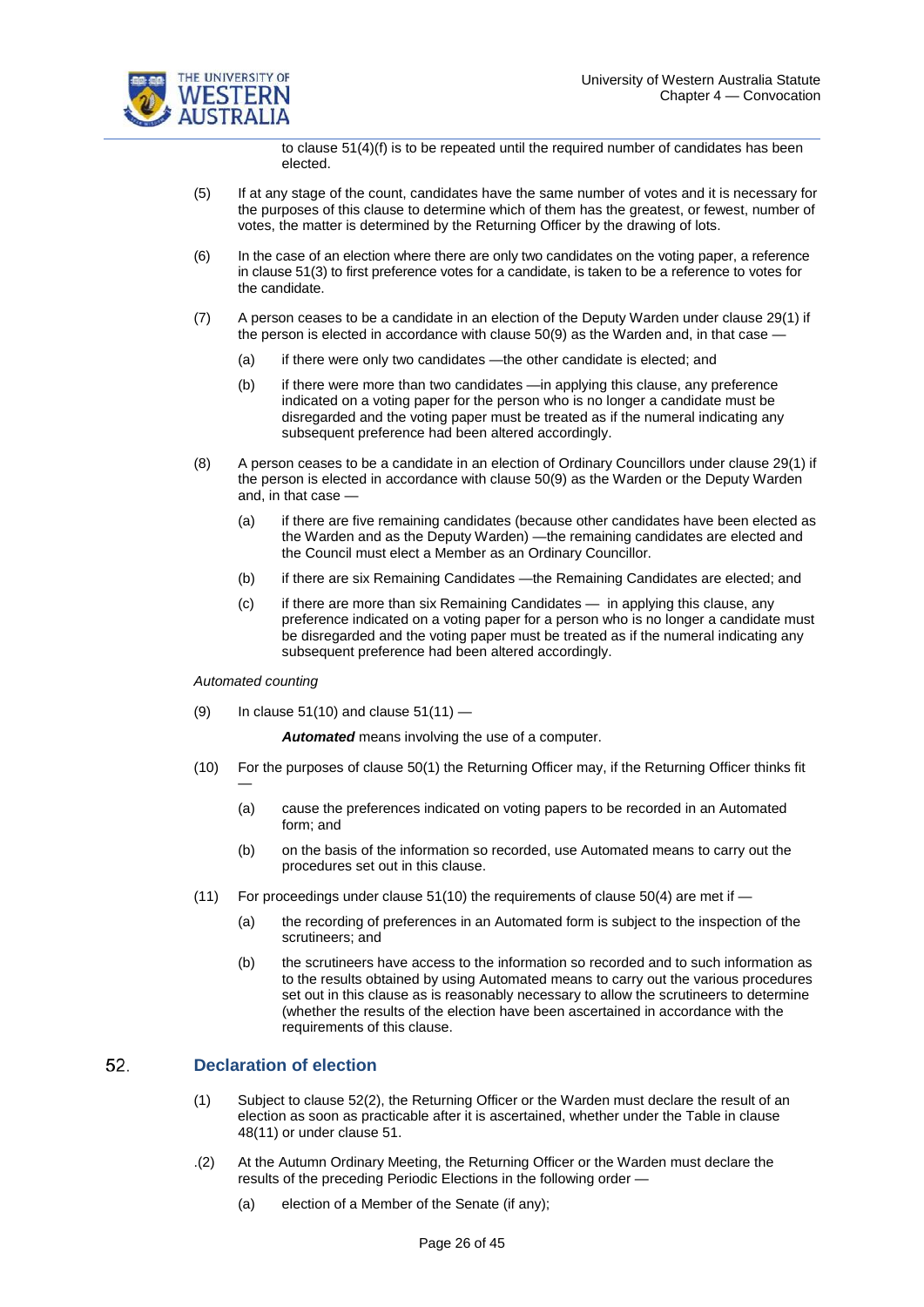to clause 51(4)(f) is to be repeated until the required number of candidates has been elected.

(5) If at any stage of the count, candidates have the same number of votes and it is necessary for the purposes of this clause to determine which of them has the greatest, or fewest, number of votes, the matter is determined by the Returning Officer by the drawing of lots.

(6) In the case of an election where there are only two candidates on the voting paper, a reference in clause 51(3) to first preference votes for a candidate, is taken to be a reference to votes for the candidate.

(7) A person ceases to be a candidate in an election of the Deputy Warden under clause 29(1) if the person is elected in accordance with clause 50(9) as the Warden and, in that case —

(a) if there were only two candidates —the other candidate is elected; and

(b) if there were more than two candidates —in applying this clause, any preference indicated on a voting paper for the person who is no longer a candidate must be disregarded and the voting paper must be treated as if the numeral indicating any subsequent preference had been altered accordingly.

(8) A person ceases to be a candidate in an election of Ordinary Councillors under clause 29(1) if the person is elected in accordance with clause 50(9) as the Warden or the Deputy Warden and, in that case —

(a) if there are five remaining candidates (because other candidates have been elected as the Warden and as the Deputy Warden) —the remaining candidates are elected and the Council must elect a Member as an Ordinary Councillor.

(b) if there are six Remaining Candidates —the Remaining Candidates are elected; and

(c) if there are more than six Remaining Candidates — in applying this clause, any preference indicated on a voting paper for a person who is no longer a candidate must be disregarded and the voting paper must be treated as if the numeral indicating any subsequent preference had been altered accordingly.

*Automated counting*

(9) In clause 51(10) and clause 51(11) —

***Automated*** means involving the use of a computer.

(10) For the purposes of clause 50(1) the Returning Officer may, if the Returning Officer thinks fit —

(a) cause the preferences indicated on voting papers to be recorded in an Automated form; and

(b) on the basis of the information so recorded, use Automated means to carry out the procedures set out in this clause.

(11) For proceedings under clause 51(10) the requirements of clause 50(4) are met if —

(a) the recording of preferences in an Automated form is subject to the inspection of the scrutineers; and

(b) the scrutineers have access to the information so recorded and to such information as to the results obtained by using Automated means to carry out the various procedures set out in this clause as is reasonably necessary to allow the scrutineers to determine (whether the results of the election have been ascertained in accordance with the requirements of this clause.

## 52. Declaration of election

(1) Subject to clause 52(2), the Returning Officer or the Warden must declare the result of an election as soon as practicable after it is ascertained, whether under the Table in clause 48(11) or under clause 51.

.(2) At the Autumn Ordinary Meeting, the Returning Officer or the Warden must declare the results of the preceding Periodic Elections in the following order —

(a) election of a Member of the Senate (if any);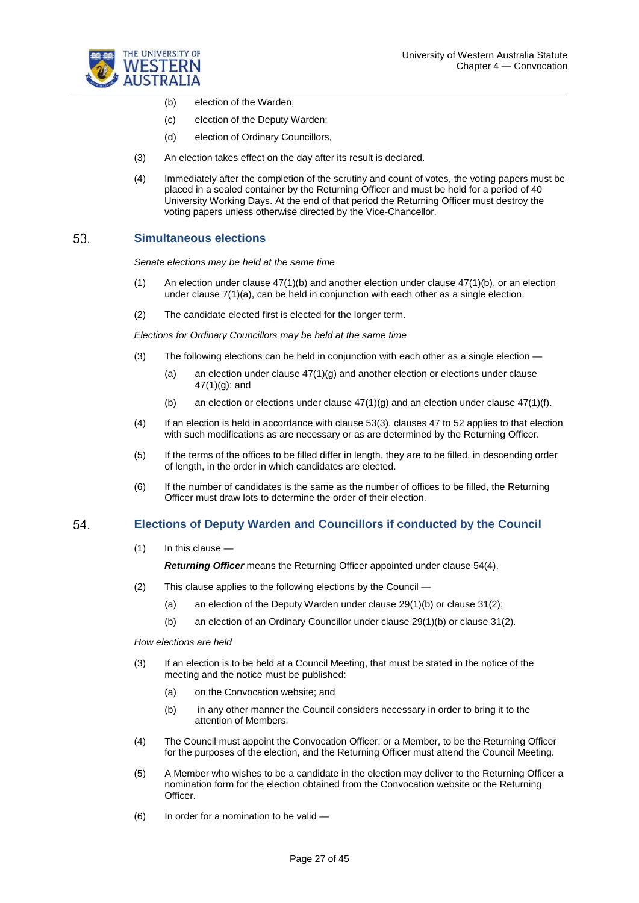(b) election of the Warden;

(c) election of the Deputy Warden;

(d) election of Ordinary Councillors,

(3) An election takes effect on the day after its result is declared.

(4) Immediately after the completion of the scrutiny and count of votes, the voting papers must be placed in a sealed container by the Returning Officer and must be held for a period of 40 University Working Days. At the end of that period the Returning Officer must destroy the voting papers unless otherwise directed by the Vice-Chancellor.

## 53. Simultaneous elections

*Senate elections may be held at the same time*

(1) An election under clause 47(1)(b) and another election under clause 47(1)(b), or an election under clause 7(1)(a), can be held in conjunction with each other as a single election.

(2) The candidate elected first is elected for the longer term.

*Elections for Ordinary Councillors may be held at the same time*

(3) The following elections can be held in conjunction with each other as a single election —

(a) an election under clause 47(1)(g) and another election or elections under clause 47(1)(g); and

(b) an election or elections under clause 47(1)(g) and an election under clause 47(1)(f).

(4) If an election is held in accordance with clause 53(3), clauses 47 to 52 applies to that election with such modifications as are necessary or as are determined by the Returning Officer.

(5) If the terms of the offices to be filled differ in length, they are to be filled, in descending order of length, in the order in which candidates are elected.

(6) If the number of candidates is the same as the number of offices to be filled, the Returning Officer must draw lots to determine the order of their election.

## 54. Elections of Deputy Warden and Councillors if conducted by the Council

(1) In this clause —

***Returning Officer*** means the Returning Officer appointed under clause 54(4).

(2) This clause applies to the following elections by the Council —

(a) an election of the Deputy Warden under clause 29(1)(b) or clause 31(2);

(b) an election of an Ordinary Councillor under clause 29(1)(b) or clause 31(2).

*How elections are held*

(3) If an election is to be held at a Council Meeting, that must be stated in the notice of the meeting and the notice must be published:

(a) on the Convocation website; and

(b) in any other manner the Council considers necessary in order to bring it to the attention of Members.

(4) The Council must appoint the Convocation Officer, or a Member, to be the Returning Officer for the purposes of the election, and the Returning Officer must attend the Council Meeting.

(5) A Member who wishes to be a candidate in the election may deliver to the Returning Officer a nomination form for the election obtained from the Convocation website or the Returning Officer.

(6) In order for a nomination to be valid —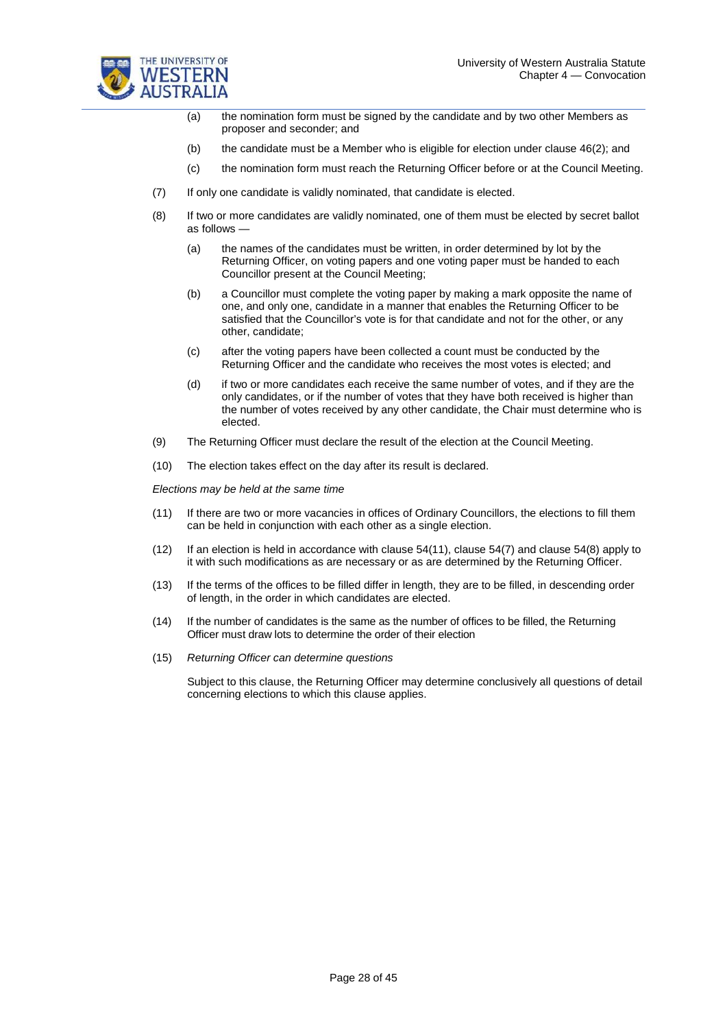(a) the nomination form must be signed by the candidate and by two other Members as proposer and seconder; and

(b) the candidate must be a Member who is eligible for election under clause 46(2); and

(c) the nomination form must reach the Returning Officer before or at the Council Meeting.

(7) If only one candidate is validly nominated, that candidate is elected.

(8) If two or more candidates are validly nominated, one of them must be elected by secret ballot as follows —

(a) the names of the candidates must be written, in order determined by lot by the Returning Officer, on voting papers and one voting paper must be handed to each Councillor present at the Council Meeting;

(b) a Councillor must complete the voting paper by making a mark opposite the name of one, and only one, candidate in a manner that enables the Returning Officer to be satisfied that the Councillor's vote is for that candidate and not for the other, or any other, candidate;

(c) after the voting papers have been collected a count must be conducted by the Returning Officer and the candidate who receives the most votes is elected; and

(d) if two or more candidates each receive the same number of votes, and if they are the only candidates, or if the number of votes that they have both received is higher than the number of votes received by any other candidate, the Chair must determine who is elected.

(9) The Returning Officer must declare the result of the election at the Council Meeting.

(10) The election takes effect on the day after its result is declared.

*Elections may be held at the same time*

(11) If there are two or more vacancies in offices of Ordinary Councillors, the elections to fill them can be held in conjunction with each other as a single election.

(12) If an election is held in accordance with clause 54(11), clause 54(7) and clause 54(8) apply to it with such modifications as are necessary or as are determined by the Returning Officer.

(13) If the terms of the offices to be filled differ in length, they are to be filled, in descending order of length, in the order in which candidates are elected.

(14) If the number of candidates is the same as the number of offices to be filled, the Returning Officer must draw lots to determine the order of their election

(15) *Returning Officer can determine questions*

Subject to this clause, the Returning Officer may determine conclusively all questions of detail concerning elections to which this clause applies.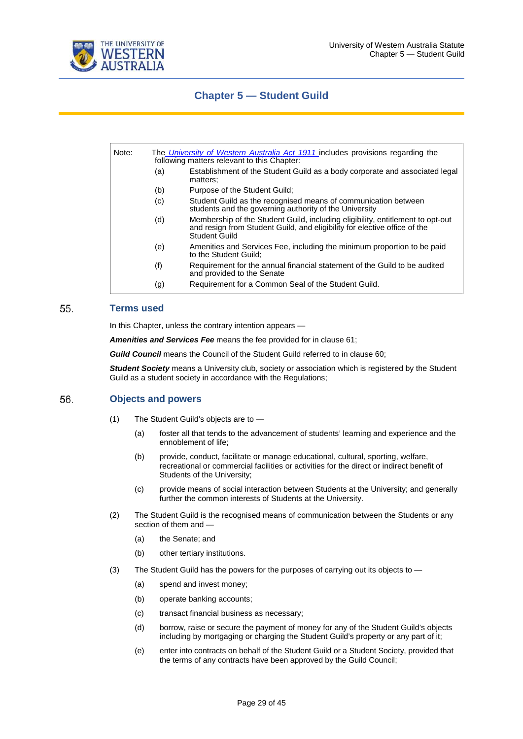# Chapter 5 — Student Guild

> Note: The *University of Western Australia Act 1911* includes provisions regarding the following matters relevant to this Chapter:
>
> (a) Establishment of the Student Guild as a body corporate and associated legal matters;
>
> (b) Purpose of the Student Guild;
>
> (c) Student Guild as the recognised means of communication between students and the governing authority of the University
>
> (d) Membership of the Student Guild, including eligibility, entitlement to opt-out and resign from Student Guild, and eligibility for elective office of the Student Guild
>
> (e) Amenities and Services Fee, including the minimum proportion to be paid to the Student Guild;
>
> (f) Requirement for the annual financial statement of the Guild to be audited and provided to the Senate
>
> (g) Requirement for a Common Seal of the Student Guild.

## 55. Terms used

In this Chapter, unless the contrary intention appears —

***Amenities and Services Fee*** means the fee provided for in clause 61;

***Guild Council*** means the Council of the Student Guild referred to in clause 60;

***Student Society*** means a University club, society or association which is registered by the Student Guild as a student society in accordance with the Regulations;

## 56. Objects and powers

(1) The Student Guild's objects are to —

  (a) foster all that tends to the advancement of students' learning and experience and the ennoblement of life;

  (b) provide, conduct, facilitate or manage educational, cultural, sporting, welfare, recreational or commercial facilities or activities for the direct or indirect benefit of Students of the University;

  (c) provide means of social interaction between Students at the University; and generally further the common interests of Students at the University.

(2) The Student Guild is the recognised means of communication between the Students or any section of them and —

  (a) the Senate; and

  (b) other tertiary institutions.

(3) The Student Guild has the powers for the purposes of carrying out its objects to —

  (a) spend and invest money;

  (b) operate banking accounts;

  (c) transact financial business as necessary;

  (d) borrow, raise or secure the payment of money for any of the Student Guild's objects including by mortgaging or charging the Student Guild's property or any part of it;

  (e) enter into contracts on behalf of the Student Guild or a Student Society, provided that the terms of any contracts have been approved by the Guild Council;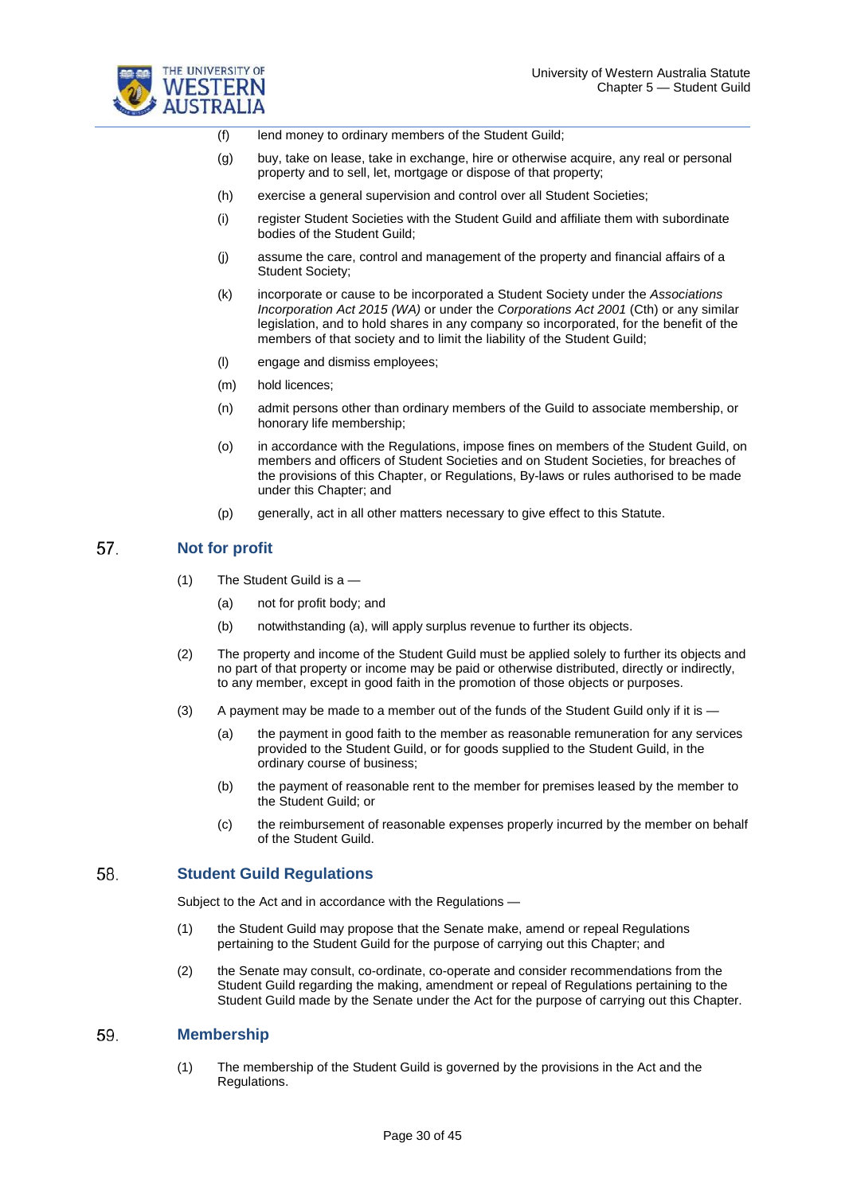(f) lend money to ordinary members of the Student Guild;

(g) buy, take on lease, take in exchange, hire or otherwise acquire, any real or personal property and to sell, let, mortgage or dispose of that property;

(h) exercise a general supervision and control over all Student Societies;

(i) register Student Societies with the Student Guild and affiliate them with subordinate bodies of the Student Guild;

(j) assume the care, control and management of the property and financial affairs of a Student Society;

(k) incorporate or cause to be incorporated a Student Society under the *Associations Incorporation Act 2015 (WA)* or under the *Corporations Act 2001* (Cth) or any similar legislation, and to hold shares in any company so incorporated, for the benefit of the members of that society and to limit the liability of the Student Guild;

(l) engage and dismiss employees;

(m) hold licences;

(n) admit persons other than ordinary members of the Guild to associate membership, or honorary life membership;

(o) in accordance with the Regulations, impose fines on members of the Student Guild, on members and officers of Student Societies and on Student Societies, for breaches of the provisions of this Chapter, or Regulations, By-laws or rules authorised to be made under this Chapter; and

(p) generally, act in all other matters necessary to give effect to this Statute.

## 57. Not for profit

(1) The Student Guild is a —

(a) not for profit body; and

(b) notwithstanding (a), will apply surplus revenue to further its objects.

(2) The property and income of the Student Guild must be applied solely to further its objects and no part of that property or income may be paid or otherwise distributed, directly or indirectly, to any member, except in good faith in the promotion of those objects or purposes.

(3) A payment may be made to a member out of the funds of the Student Guild only if it is —

(a) the payment in good faith to the member as reasonable remuneration for any services provided to the Student Guild, or for goods supplied to the Student Guild, in the ordinary course of business;

(b) the payment of reasonable rent to the member for premises leased by the member to the Student Guild; or

(c) the reimbursement of reasonable expenses properly incurred by the member on behalf of the Student Guild.

## 58. Student Guild Regulations

Subject to the Act and in accordance with the Regulations —

(1) the Student Guild may propose that the Senate make, amend or repeal Regulations pertaining to the Student Guild for the purpose of carrying out this Chapter; and

(2) the Senate may consult, co-ordinate, co-operate and consider recommendations from the Student Guild regarding the making, amendment or repeal of Regulations pertaining to the Student Guild made by the Senate under the Act for the purpose of carrying out this Chapter.

## 59. Membership

(1) The membership of the Student Guild is governed by the provisions in the Act and the Regulations.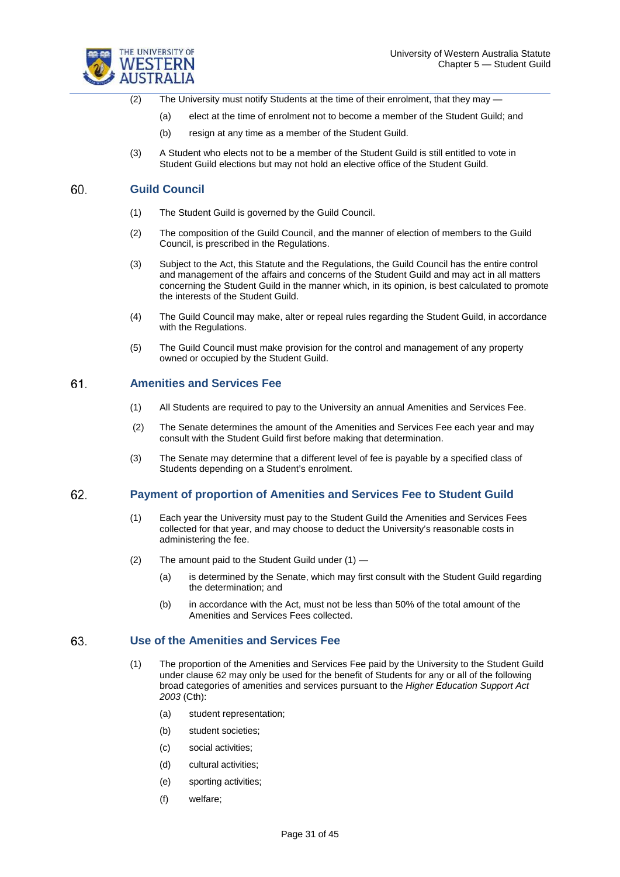(2) The University must notify Students at the time of their enrolment, that they may —

   (a) elect at the time of enrolment not to become a member of the Student Guild; and

   (b) resign at any time as a member of the Student Guild.

(3) A Student who elects not to be a member of the Student Guild is still entitled to vote in Student Guild elections but may not hold an elective office of the Student Guild.

## 60. Guild Council

(1) The Student Guild is governed by the Guild Council.

(2) The composition of the Guild Council, and the manner of election of members to the Guild Council, is prescribed in the Regulations.

(3) Subject to the Act, this Statute and the Regulations, the Guild Council has the entire control and management of the affairs and concerns of the Student Guild and may act in all matters concerning the Student Guild in the manner which, in its opinion, is best calculated to promote the interests of the Student Guild.

(4) The Guild Council may make, alter or repeal rules regarding the Student Guild, in accordance with the Regulations.

(5) The Guild Council must make provision for the control and management of any property owned or occupied by the Student Guild.

## 61. Amenities and Services Fee

(1) All Students are required to pay to the University an annual Amenities and Services Fee.

(2) The Senate determines the amount of the Amenities and Services Fee each year and may consult with the Student Guild first before making that determination.

(3) The Senate may determine that a different level of fee is payable by a specified class of Students depending on a Student's enrolment.

## 62. Payment of proportion of Amenities and Services Fee to Student Guild

(1) Each year the University must pay to the Student Guild the Amenities and Services Fees collected for that year, and may choose to deduct the University's reasonable costs in administering the fee.

(2) The amount paid to the Student Guild under (1) —

   (a) is determined by the Senate, which may first consult with the Student Guild regarding the determination; and

   (b) in accordance with the Act, must not be less than 50% of the total amount of the Amenities and Services Fees collected.

## 63. Use of the Amenities and Services Fee

(1) The proportion of the Amenities and Services Fee paid by the University to the Student Guild under clause 62 may only be used for the benefit of Students for any or all of the following broad categories of amenities and services pursuant to the *Higher Education Support Act 2003* (Cth):

   (a) student representation;

   (b) student societies;

   (c) social activities;

   (d) cultural activities;

   (e) sporting activities;

   (f) welfare;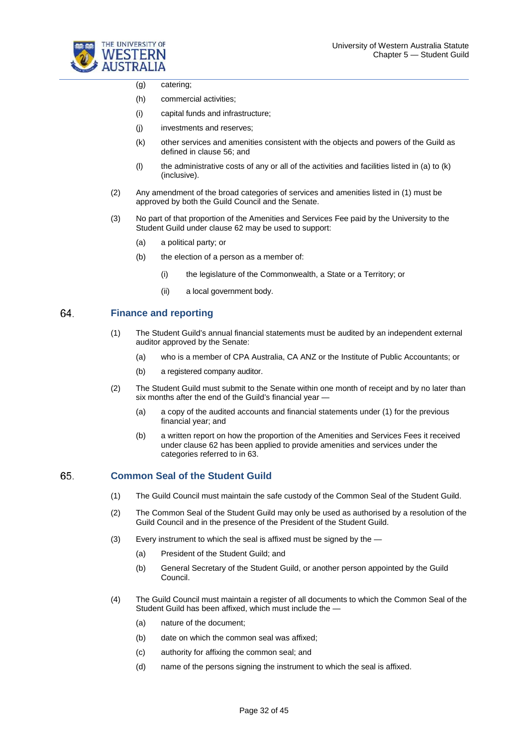(g) catering;

(h) commercial activities;

(i) capital funds and infrastructure;

(j) investments and reserves;

(k) other services and amenities consistent with the objects and powers of the Guild as defined in clause 56; and

(l) the administrative costs of any or all of the activities and facilities listed in (a) to (k) (inclusive).

(2) Any amendment of the broad categories of services and amenities listed in (1) must be approved by both the Guild Council and the Senate.

(3) No part of that proportion of the Amenities and Services Fee paid by the University to the Student Guild under clause 62 may be used to support:

(a) a political party; or

(b) the election of a person as a member of:

(i) the legislature of the Commonwealth, a State or a Territory; or

(ii) a local government body.

## 64. Finance and reporting

(1) The Student Guild's annual financial statements must be audited by an independent external auditor approved by the Senate:

(a) who is a member of CPA Australia, CA ANZ or the Institute of Public Accountants; or

(b) a registered company auditor.

(2) The Student Guild must submit to the Senate within one month of receipt and by no later than six months after the end of the Guild's financial year —

(a) a copy of the audited accounts and financial statements under (1) for the previous financial year; and

(b) a written report on how the proportion of the Amenities and Services Fees it received under clause 62 has been applied to provide amenities and services under the categories referred to in 63.

## 65. Common Seal of the Student Guild

(1) The Guild Council must maintain the safe custody of the Common Seal of the Student Guild.

(2) The Common Seal of the Student Guild may only be used as authorised by a resolution of the Guild Council and in the presence of the President of the Student Guild.

(3) Every instrument to which the seal is affixed must be signed by the —

(a) President of the Student Guild; and

(b) General Secretary of the Student Guild, or another person appointed by the Guild Council.

(4) The Guild Council must maintain a register of all documents to which the Common Seal of the Student Guild has been affixed, which must include the —

(a) nature of the document;

(b) date on which the common seal was affixed;

(c) authority for affixing the common seal; and

(d) name of the persons signing the instrument to which the seal is affixed.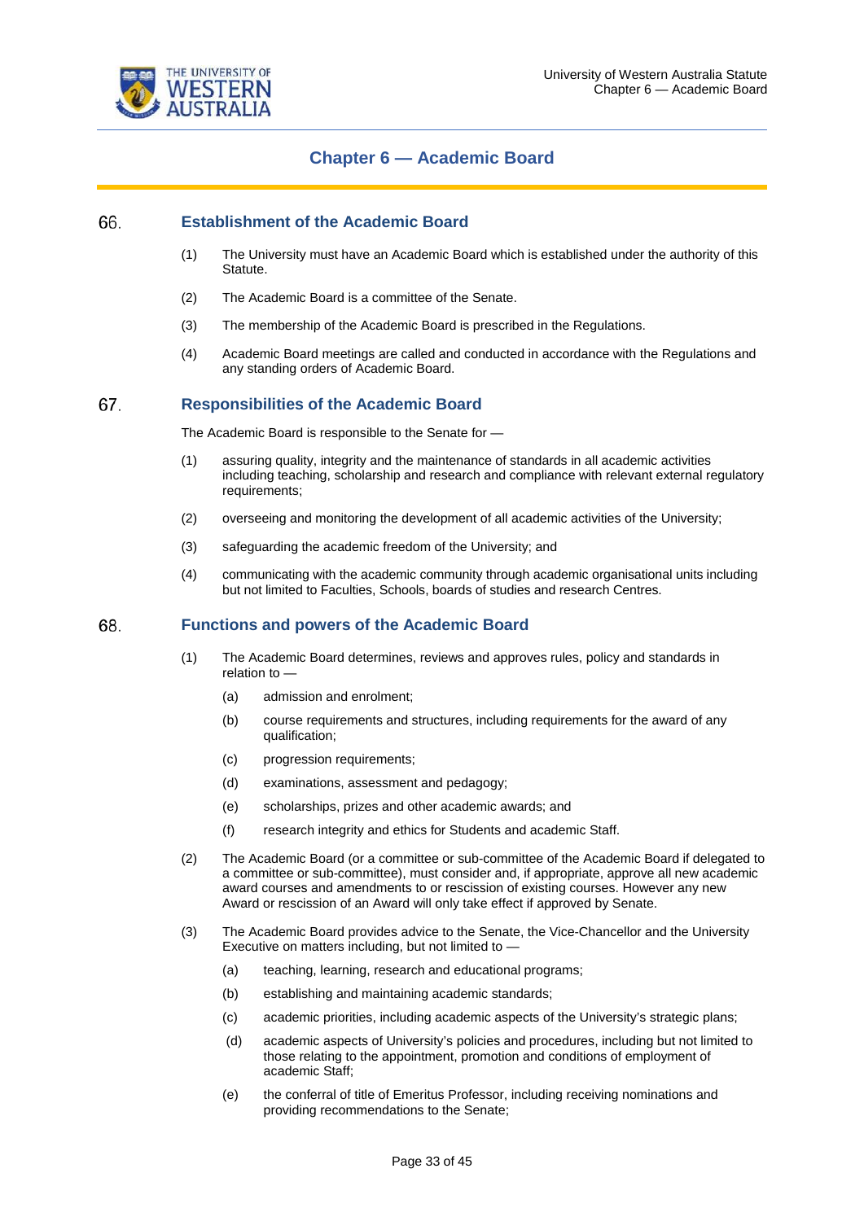# Chapter 6 — Academic Board

## 66. Establishment of the Academic Board

(1) The University must have an Academic Board which is established under the authority of this Statute.

(2) The Academic Board is a committee of the Senate.

(3) The membership of the Academic Board is prescribed in the Regulations.

(4) Academic Board meetings are called and conducted in accordance with the Regulations and any standing orders of Academic Board.

## 67. Responsibilities of the Academic Board

The Academic Board is responsible to the Senate for —

(1) assuring quality, integrity and the maintenance of standards in all academic activities including teaching, scholarship and research and compliance with relevant external regulatory requirements;

(2) overseeing and monitoring the development of all academic activities of the University;

(3) safeguarding the academic freedom of the University; and

(4) communicating with the academic community through academic organisational units including but not limited to Faculties, Schools, boards of studies and research Centres.

## 68. Functions and powers of the Academic Board

(1) The Academic Board determines, reviews and approves rules, policy and standards in relation to —

- (a) admission and enrolment;
- (b) course requirements and structures, including requirements for the award of any qualification;
- (c) progression requirements;
- (d) examinations, assessment and pedagogy;
- (e) scholarships, prizes and other academic awards; and
- (f) research integrity and ethics for Students and academic Staff.

(2) The Academic Board (or a committee or sub-committee of the Academic Board if delegated to a committee or sub-committee), must consider and, if appropriate, approve all new academic award courses and amendments to or rescission of existing courses. However any new Award or rescission of an Award will only take effect if approved by Senate.

(3) The Academic Board provides advice to the Senate, the Vice-Chancellor and the University Executive on matters including, but not limited to —

- (a) teaching, learning, research and educational programs;
- (b) establishing and maintaining academic standards;
- (c) academic priorities, including academic aspects of the University's strategic plans;
- (d) academic aspects of University's policies and procedures, including but not limited to those relating to the appointment, promotion and conditions of employment of academic Staff;
- (e) the conferral of title of Emeritus Professor, including receiving nominations and providing recommendations to the Senate;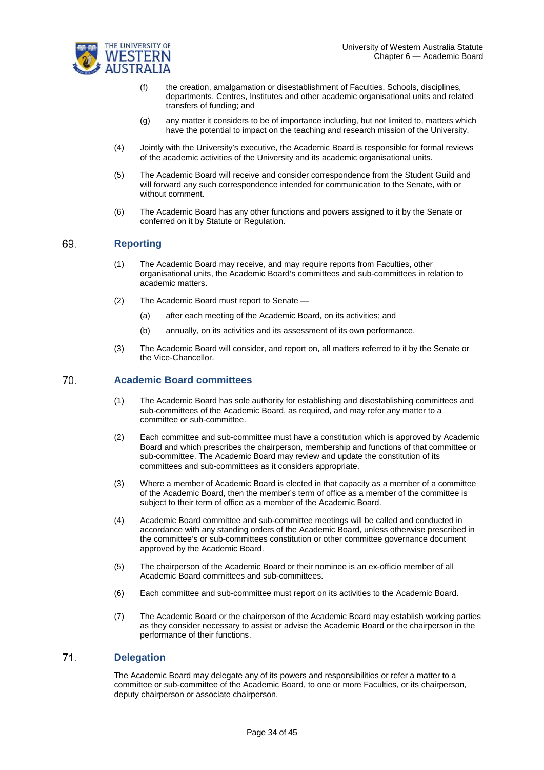(f) the creation, amalgamation or disestablishment of Faculties, Schools, disciplines, departments, Centres, Institutes and other academic organisational units and related transfers of funding; and

(g) any matter it considers to be of importance including, but not limited to, matters which have the potential to impact on the teaching and research mission of the University.

(4) Jointly with the University's executive, the Academic Board is responsible for formal reviews of the academic activities of the University and its academic organisational units.

(5) The Academic Board will receive and consider correspondence from the Student Guild and will forward any such correspondence intended for communication to the Senate, with or without comment.

(6) The Academic Board has any other functions and powers assigned to it by the Senate or conferred on it by Statute or Regulation.

## 69. Reporting

(1) The Academic Board may receive, and may require reports from Faculties, other organisational units, the Academic Board's committees and sub-committees in relation to academic matters.

(2) The Academic Board must report to Senate —

(a) after each meeting of the Academic Board, on its activities; and

(b) annually, on its activities and its assessment of its own performance.

(3) The Academic Board will consider, and report on, all matters referred to it by the Senate or the Vice-Chancellor.

## 70. Academic Board committees

(1) The Academic Board has sole authority for establishing and disestablishing committees and sub-committees of the Academic Board, as required, and may refer any matter to a committee or sub-committee.

(2) Each committee and sub-committee must have a constitution which is approved by Academic Board and which prescribes the chairperson, membership and functions of that committee or sub-committee. The Academic Board may review and update the constitution of its committees and sub-committees as it considers appropriate.

(3) Where a member of Academic Board is elected in that capacity as a member of a committee of the Academic Board, then the member's term of office as a member of the committee is subject to their term of office as a member of the Academic Board.

(4) Academic Board committee and sub-committee meetings will be called and conducted in accordance with any standing orders of the Academic Board, unless otherwise prescribed in the committee's or sub-committees constitution or other committee governance document approved by the Academic Board.

(5) The chairperson of the Academic Board or their nominee is an ex-officio member of all Academic Board committees and sub-committees.

(6) Each committee and sub-committee must report on its activities to the Academic Board.

(7) The Academic Board or the chairperson of the Academic Board may establish working parties as they consider necessary to assist or advise the Academic Board or the chairperson in the performance of their functions.

## 71. Delegation

The Academic Board may delegate any of its powers and responsibilities or refer a matter to a committee or sub-committee of the Academic Board, to one or more Faculties, or its chairperson, deputy chairperson or associate chairperson.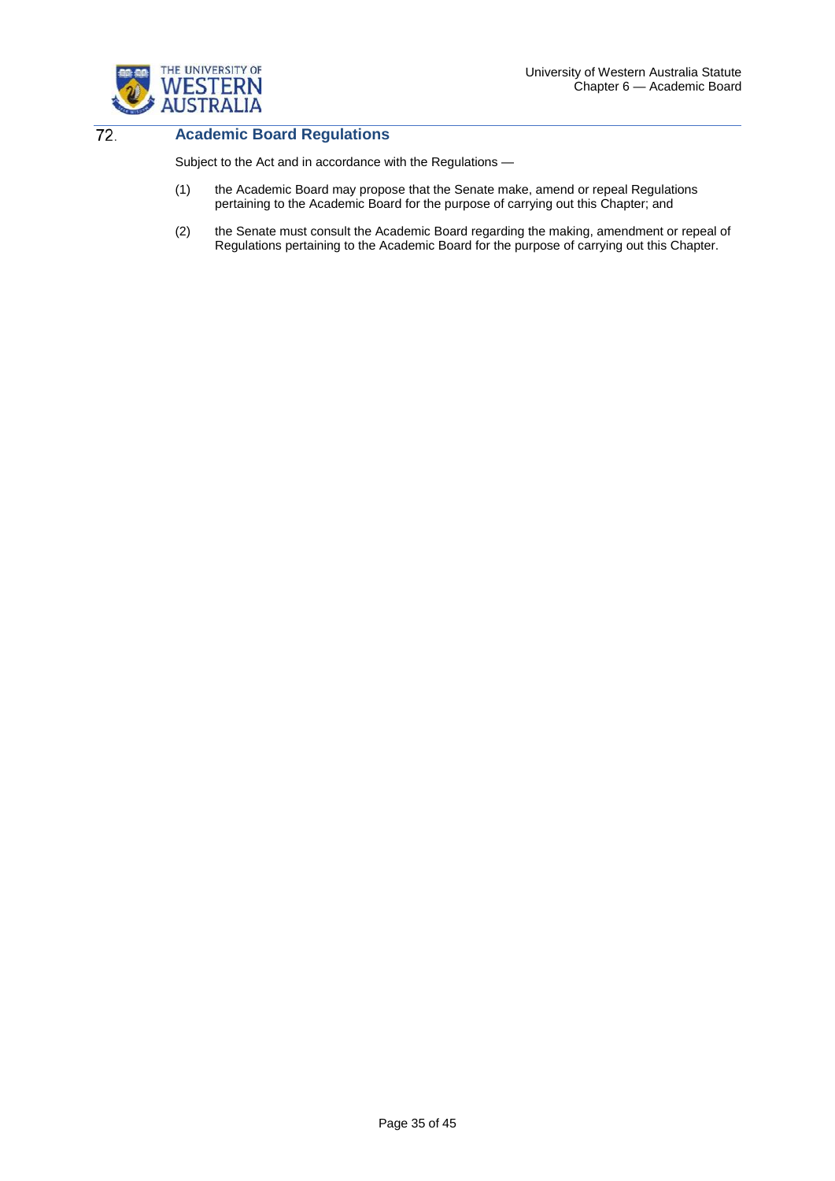## 72. Academic Board Regulations

Subject to the Act and in accordance with the Regulations —

(1) the Academic Board may propose that the Senate make, amend or repeal Regulations pertaining to the Academic Board for the purpose of carrying out this Chapter; and

(2) the Senate must consult the Academic Board regarding the making, amendment or repeal of Regulations pertaining to the Academic Board for the purpose of carrying out this Chapter.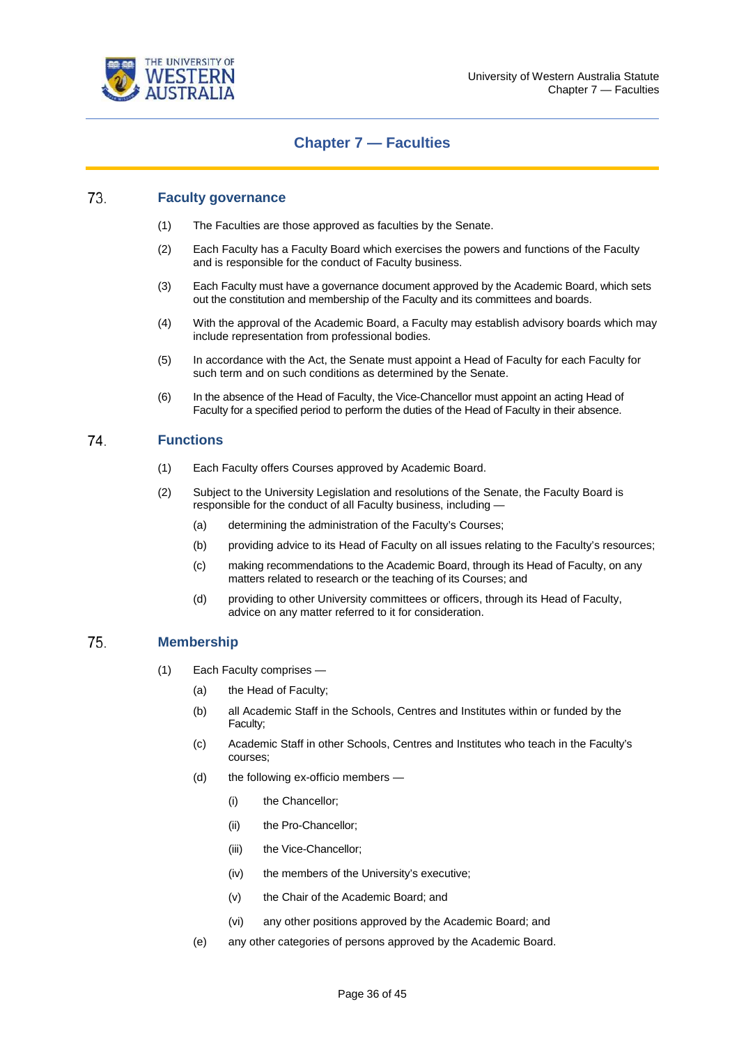# Chapter 7 — Faculties

## 73. Faculty governance

(1) The Faculties are those approved as faculties by the Senate.

(2) Each Faculty has a Faculty Board which exercises the powers and functions of the Faculty and is responsible for the conduct of Faculty business.

(3) Each Faculty must have a governance document approved by the Academic Board, which sets out the constitution and membership of the Faculty and its committees and boards.

(4) With the approval of the Academic Board, a Faculty may establish advisory boards which may include representation from professional bodies.

(5) In accordance with the Act, the Senate must appoint a Head of Faculty for each Faculty for such term and on such conditions as determined by the Senate.

(6) In the absence of the Head of Faculty, the Vice-Chancellor must appoint an acting Head of Faculty for a specified period to perform the duties of the Head of Faculty in their absence.

## 74. Functions

(1) Each Faculty offers Courses approved by Academic Board.

(2) Subject to the University Legislation and resolutions of the Senate, the Faculty Board is responsible for the conduct of all Faculty business, including —

- (a) determining the administration of the Faculty's Courses;
- (b) providing advice to its Head of Faculty on all issues relating to the Faculty's resources;
- (c) making recommendations to the Academic Board, through its Head of Faculty, on any matters related to research or the teaching of its Courses; and
- (d) providing to other University committees or officers, through its Head of Faculty, advice on any matter referred to it for consideration.

## 75. Membership

(1) Each Faculty comprises —

- (a) the Head of Faculty;
- (b) all Academic Staff in the Schools, Centres and Institutes within or funded by the Faculty;
- (c) Academic Staff in other Schools, Centres and Institutes who teach in the Faculty's courses;
- (d) the following ex-officio members —
  - (i) the Chancellor;
  - (ii) the Pro-Chancellor;
  - (iii) the Vice-Chancellor;
  - (iv) the members of the University's executive;
  - (v) the Chair of the Academic Board; and
  - (vi) any other positions approved by the Academic Board; and
- (e) any other categories of persons approved by the Academic Board.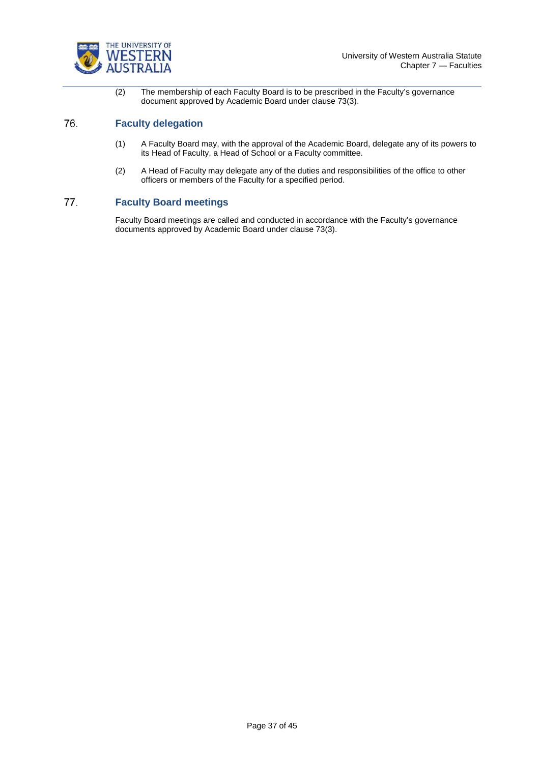(2) The membership of each Faculty Board is to be prescribed in the Faculty's governance document approved by Academic Board under clause 73(3).

## 76. Faculty delegation

(1) A Faculty Board may, with the approval of the Academic Board, delegate any of its powers to its Head of Faculty, a Head of School or a Faculty committee.

(2) A Head of Faculty may delegate any of the duties and responsibilities of the office to other officers or members of the Faculty for a specified period.

## 77. Faculty Board meetings

Faculty Board meetings are called and conducted in accordance with the Faculty's governance documents approved by Academic Board under clause 73(3).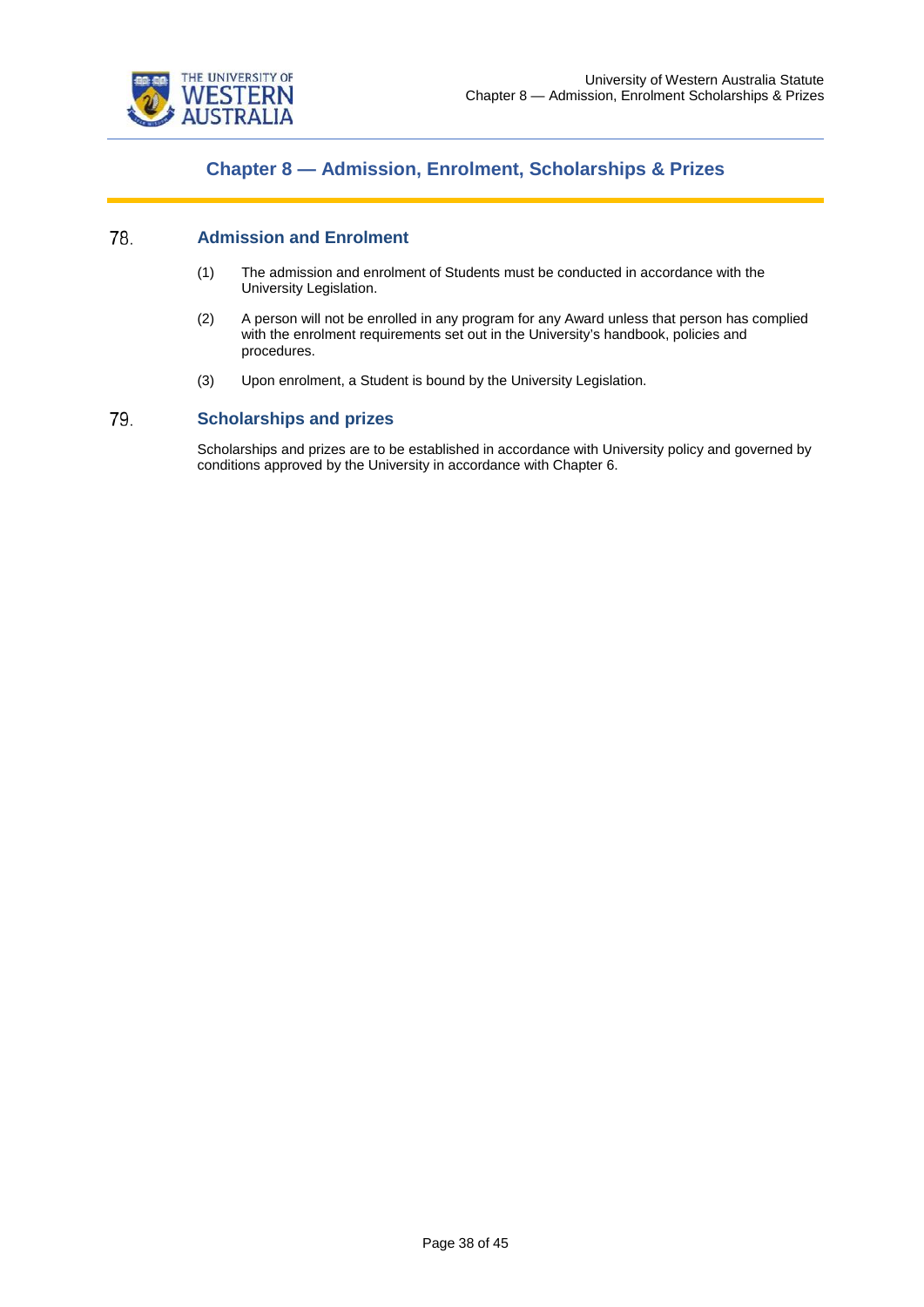# Chapter 8 — Admission, Enrolment, Scholarships & Prizes

## 78. Admission and Enrolment

(1) The admission and enrolment of Students must be conducted in accordance with the University Legislation.

(2) A person will not be enrolled in any program for any Award unless that person has complied with the enrolment requirements set out in the University's handbook, policies and procedures.

(3) Upon enrolment, a Student is bound by the University Legislation.

## 79. Scholarships and prizes

Scholarships and prizes are to be established in accordance with University policy and governed by conditions approved by the University in accordance with Chapter 6.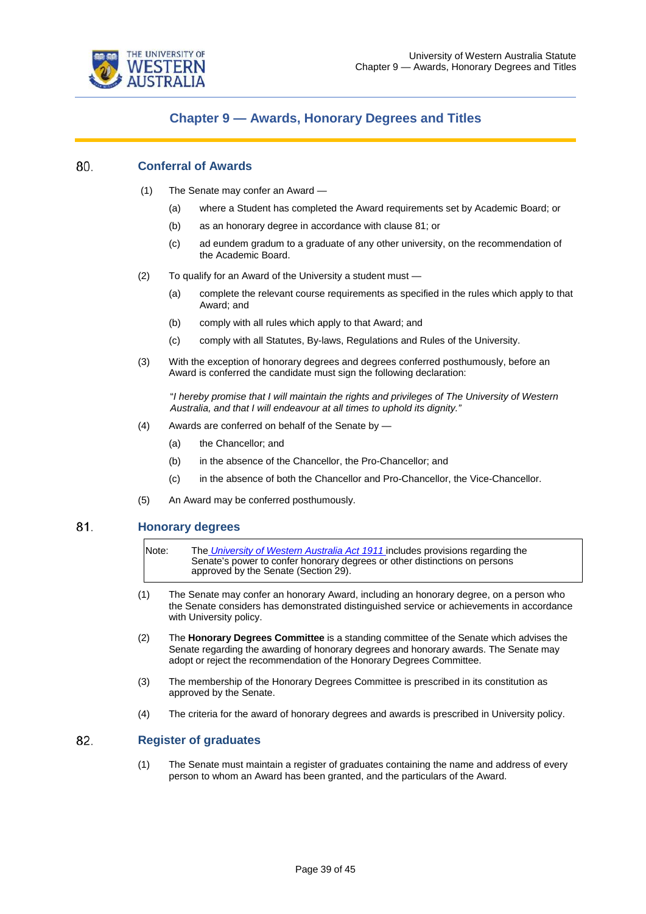# Chapter 9 — Awards, Honorary Degrees and Titles

## 80. Conferral of Awards

(1) The Senate may confer an Award —

  (a) where a Student has completed the Award requirements set by Academic Board; or

  (b) as an honorary degree in accordance with clause 81; or

  (c) ad eundem gradum to a graduate of any other university, on the recommendation of the Academic Board.

(2) To qualify for an Award of the University a student must —

  (a) complete the relevant course requirements as specified in the rules which apply to that Award; and

  (b) comply with all rules which apply to that Award; and

  (c) comply with all Statutes, By-laws, Regulations and Rules of the University.

(3) With the exception of honorary degrees and degrees conferred posthumously, before an Award is conferred the candidate must sign the following declaration:

  "*I hereby promise that I will maintain the rights and privileges of The University of Western Australia, and that I will endeavour at all times to uphold its dignity.*"

(4) Awards are conferred on behalf of the Senate by —

  (a) the Chancellor; and

  (b) in the absence of the Chancellor, the Pro-Chancellor; and

  (c) in the absence of both the Chancellor and Pro-Chancellor, the Vice-Chancellor.

(5) An Award may be conferred posthumously.

## 81. Honorary degrees

| Note: | The *University of Western Australia Act 1911* includes provisions regarding the Senate's power to confer honorary degrees or other distinctions on persons approved by the Senate (Section 29). |
|---|---|

(1) The Senate may confer an honorary Award, including an honorary degree, on a person who the Senate considers has demonstrated distinguished service or achievements in accordance with University policy.

(2) The **Honorary Degrees Committee** is a standing committee of the Senate which advises the Senate regarding the awarding of honorary degrees and honorary awards. The Senate may adopt or reject the recommendation of the Honorary Degrees Committee.

(3) The membership of the Honorary Degrees Committee is prescribed in its constitution as approved by the Senate.

(4) The criteria for the award of honorary degrees and awards is prescribed in University policy.

## 82. Register of graduates

(1) The Senate must maintain a register of graduates containing the name and address of every person to whom an Award has been granted, and the particulars of the Award.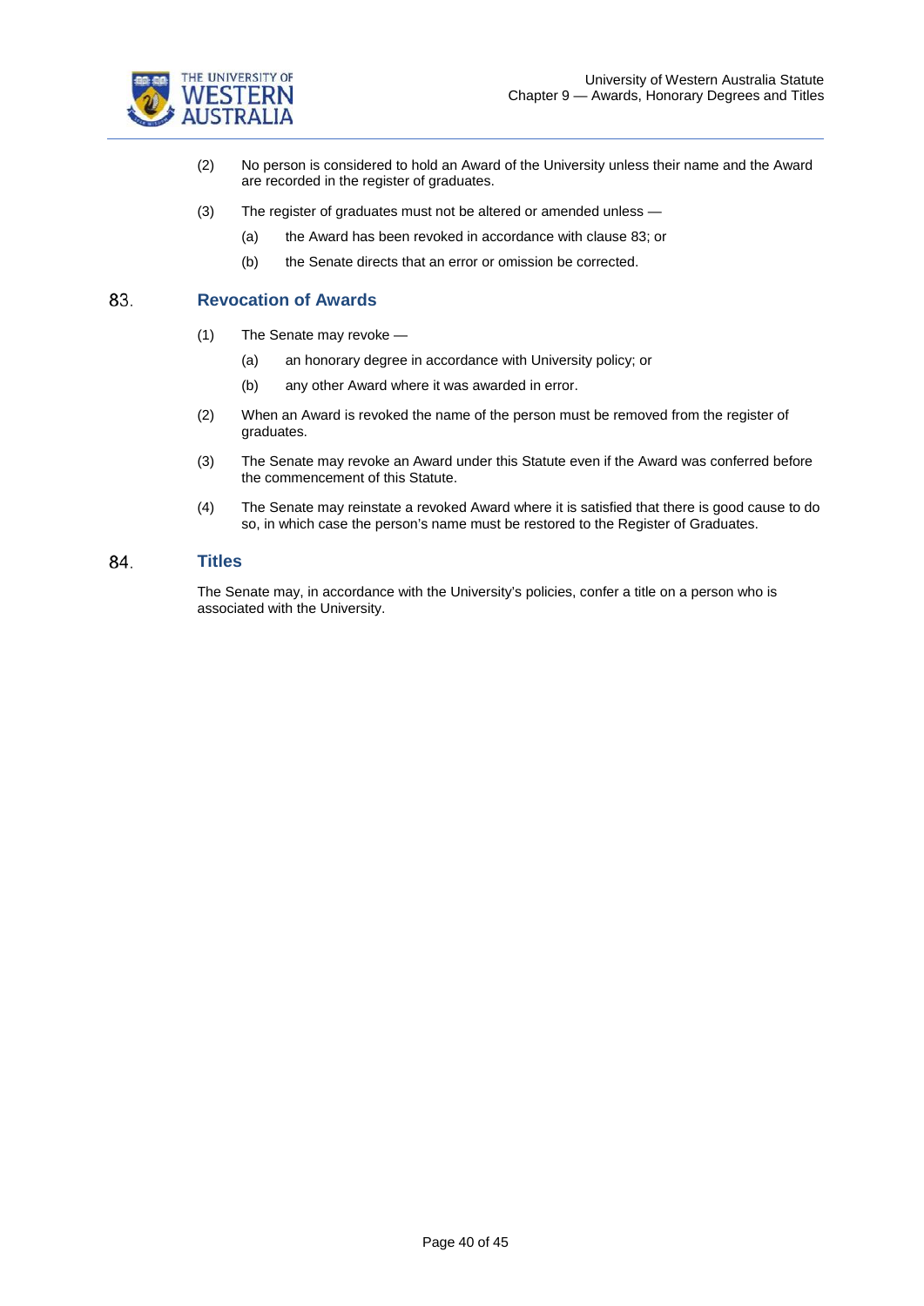(2) No person is considered to hold an Award of the University unless their name and the Award are recorded in the register of graduates.

(3) The register of graduates must not be altered or amended unless —

  (a) the Award has been revoked in accordance with clause 83; or

  (b) the Senate directs that an error or omission be corrected.

## 83. Revocation of Awards

(1) The Senate may revoke —

  (a) an honorary degree in accordance with University policy; or

  (b) any other Award where it was awarded in error.

(2) When an Award is revoked the name of the person must be removed from the register of graduates.

(3) The Senate may revoke an Award under this Statute even if the Award was conferred before the commencement of this Statute.

(4) The Senate may reinstate a revoked Award where it is satisfied that there is good cause to do so, in which case the person's name must be restored to the Register of Graduates.

## 84. Titles

The Senate may, in accordance with the University's policies, confer a title on a person who is associated with the University.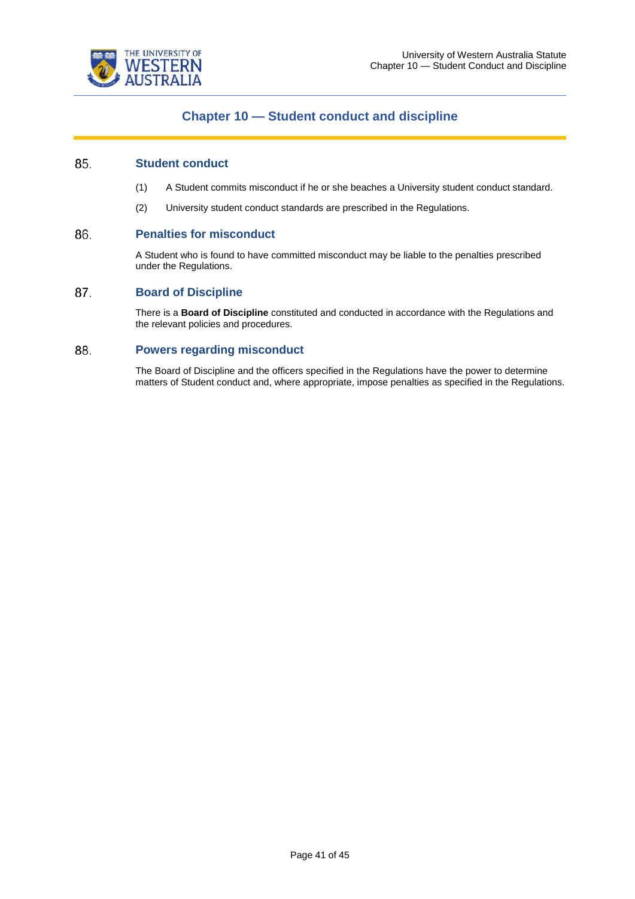# Chapter 10 — Student conduct and discipline

## 85. Student conduct

(1) A Student commits misconduct if he or she beaches a University student conduct standard.

(2) University student conduct standards are prescribed in the Regulations.

## 86. Penalties for misconduct

A Student who is found to have committed misconduct may be liable to the penalties prescribed under the Regulations.

## 87. Board of Discipline

There is a **Board of Discipline** constituted and conducted in accordance with the Regulations and the relevant policies and procedures.

## 88. Powers regarding misconduct

The Board of Discipline and the officers specified in the Regulations have the power to determine matters of Student conduct and, where appropriate, impose penalties as specified in the Regulations.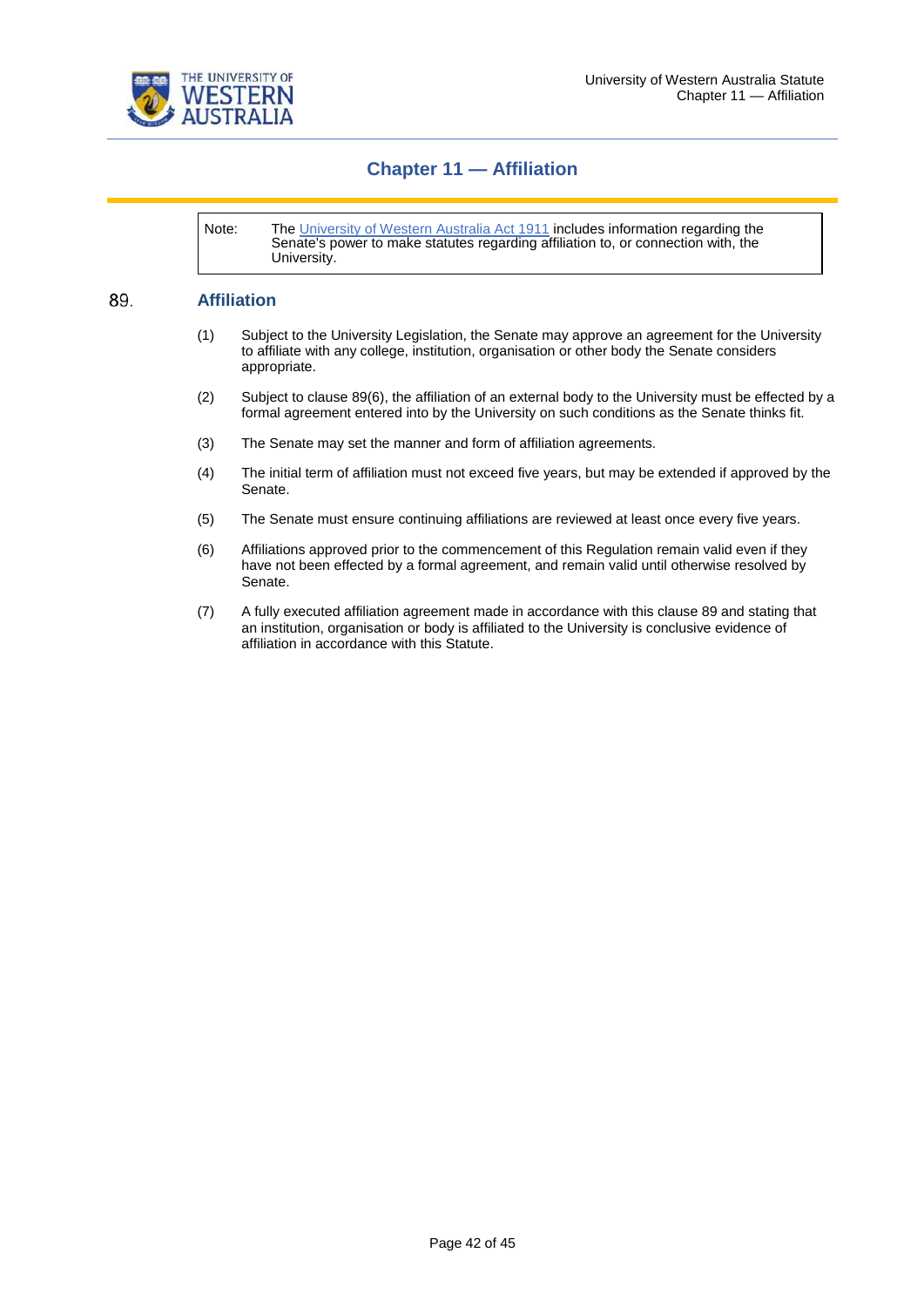# Chapter 11 — Affiliation

> Note: The University of Western Australia Act 1911 includes information regarding the Senate's power to make statutes regarding affiliation to, or connection with, the University.

## 89. Affiliation

(1) Subject to the University Legislation, the Senate may approve an agreement for the University to affiliate with any college, institution, organisation or other body the Senate considers appropriate.

(2) Subject to clause 89(6), the affiliation of an external body to the University must be effected by a formal agreement entered into by the University on such conditions as the Senate thinks fit.

(3) The Senate may set the manner and form of affiliation agreements.

(4) The initial term of affiliation must not exceed five years, but may be extended if approved by the Senate.

(5) The Senate must ensure continuing affiliations are reviewed at least once every five years.

(6) Affiliations approved prior to the commencement of this Regulation remain valid even if they have not been effected by a formal agreement, and remain valid until otherwise resolved by Senate.

(7) A fully executed affiliation agreement made in accordance with this clause 89 and stating that an institution, organisation or body is affiliated to the University is conclusive evidence of affiliation in accordance with this Statute.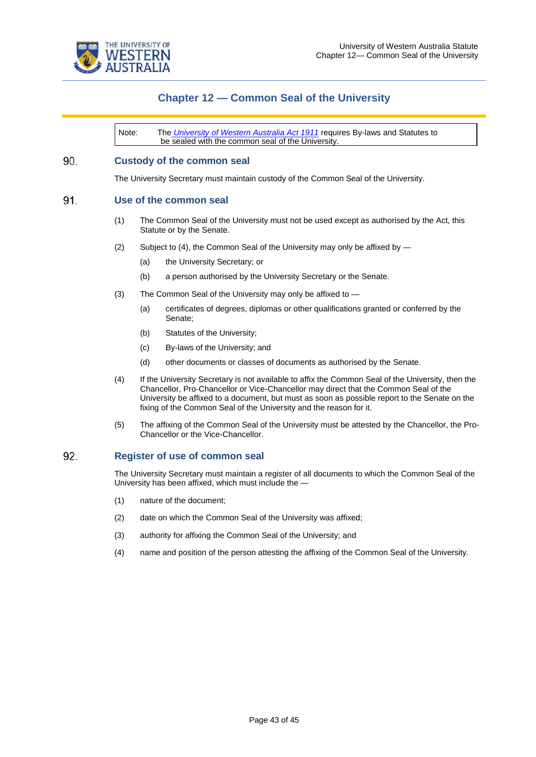# Chapter 12 — Common Seal of the University

> Note: The *University of Western Australia Act 1911* requires By-laws and Statutes to be sealed with the common seal of the University.

## 90. Custody of the common seal

The University Secretary must maintain custody of the Common Seal of the University.

## 91. Use of the common seal

(1) The Common Seal of the University must not be used except as authorised by the Act, this Statute or by the Senate.

(2) Subject to (4), the Common Seal of the University may only be affixed by —

- (a) the University Secretary; or
- (b) a person authorised by the University Secretary or the Senate.

(3) The Common Seal of the University may only be affixed to —

- (a) certificates of degrees, diplomas or other qualifications granted or conferred by the Senate;
- (b) Statutes of the University;
- (c) By-laws of the University; and
- (d) other documents or classes of documents as authorised by the Senate.

(4) If the University Secretary is not available to affix the Common Seal of the University, then the Chancellor, Pro-Chancellor or Vice-Chancellor may direct that the Common Seal of the University be affixed to a document, but must as soon as possible report to the Senate on the fixing of the Common Seal of the University and the reason for it.

(5) The affixing of the Common Seal of the University must be attested by the Chancellor, the Pro-Chancellor or the Vice-Chancellor.

## 92. Register of use of common seal

The University Secretary must maintain a register of all documents to which the Common Seal of the University has been affixed, which must include the —

(1) nature of the document;

(2) date on which the Common Seal of the University was affixed;

(3) authority for affixing the Common Seal of the University; and

(4) name and position of the person attesting the affixing of the Common Seal of the University.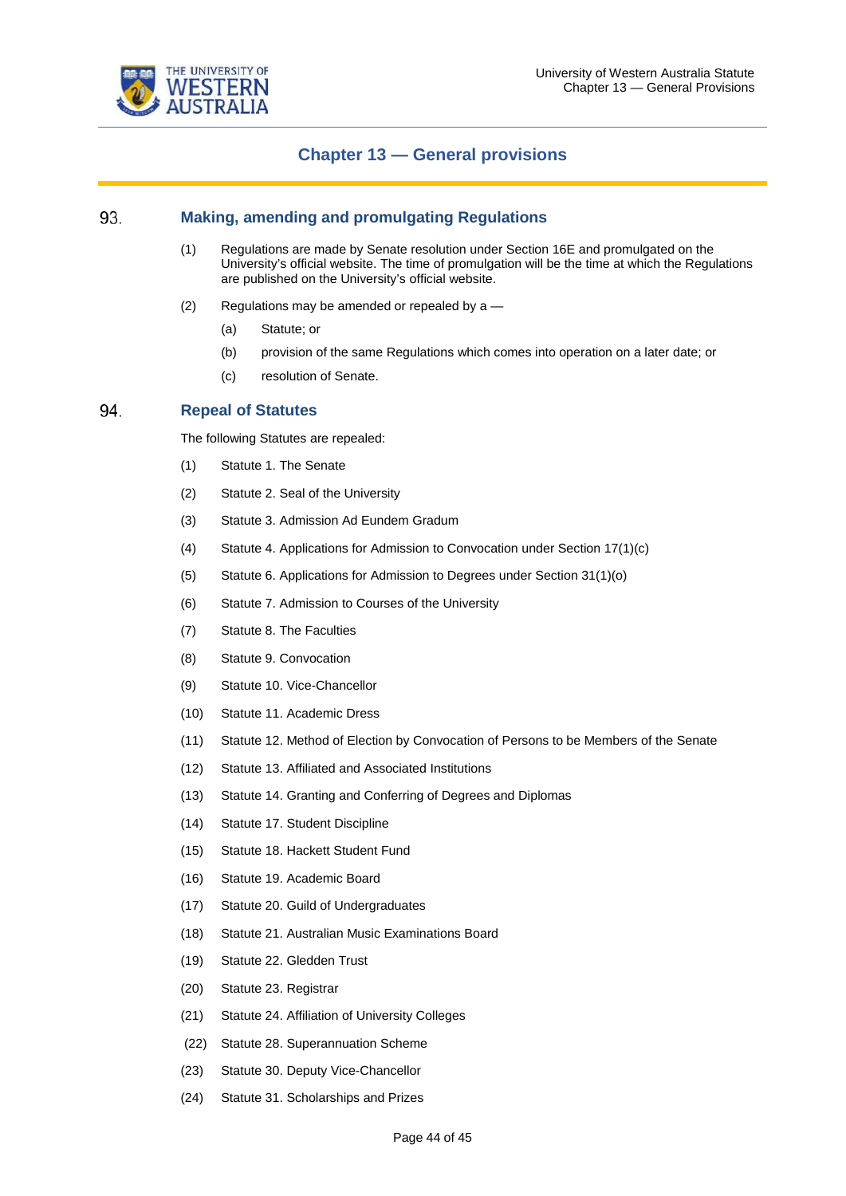## Chapter 13 — General provisions

### 93. Making, amending and promulgating Regulations

(1) Regulations are made by Senate resolution under Section 16E and promulgated on the University's official website. The time of promulgation will be the time at which the Regulations are published on the University's official website.

(2) Regulations may be amended or repealed by a —

(a) Statute; or

(b) provision of the same Regulations which comes into operation on a later date; or

(c) resolution of Senate.

### 94. Repeal of Statutes

The following Statutes are repealed:

(1) Statute 1. The Senate

(2) Statute 2. Seal of the University

(3) Statute 3. Admission Ad Eundem Gradum

(4) Statute 4. Applications for Admission to Convocation under Section 17(1)(c)

(5) Statute 6. Applications for Admission to Degrees under Section 31(1)(o)

(6) Statute 7. Admission to Courses of the University

(7) Statute 8. The Faculties

(8) Statute 9. Convocation

(9) Statute 10. Vice-Chancellor

(10) Statute 11. Academic Dress

(11) Statute 12. Method of Election by Convocation of Persons to be Members of the Senate

(12) Statute 13. Affiliated and Associated Institutions

(13) Statute 14. Granting and Conferring of Degrees and Diplomas

(14) Statute 17. Student Discipline

(15) Statute 18. Hackett Student Fund

(16) Statute 19. Academic Board

(17) Statute 20. Guild of Undergraduates

(18) Statute 21. Australian Music Examinations Board

(19) Statute 22. Gledden Trust

(20) Statute 23. Registrar

(21) Statute 24. Affiliation of University Colleges

(22) Statute 28. Superannuation Scheme

(23) Statute 30. Deputy Vice-Chancellor

(24) Statute 31. Scholarships and Prizes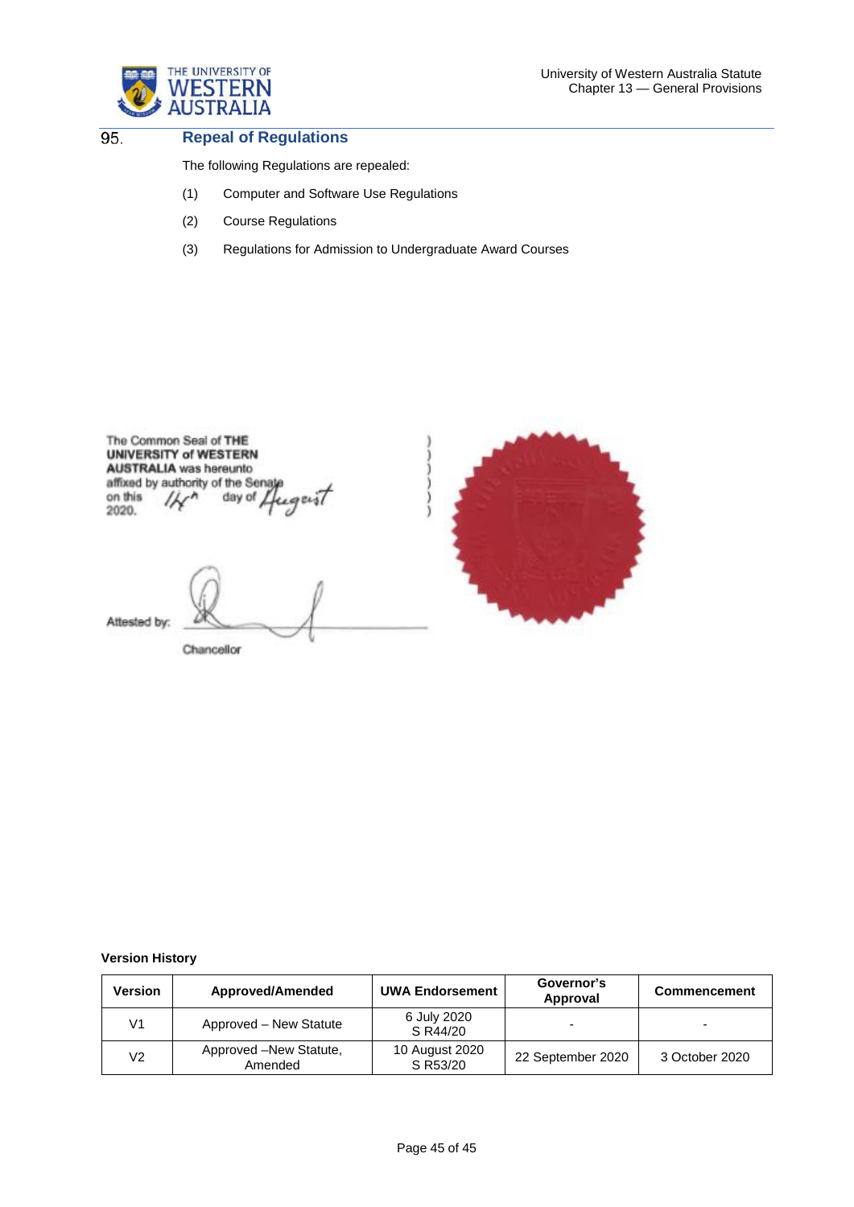## 95. Repeal of Regulations

The following Regulations are repealed:

(1) Computer and Software Use Regulations

(2) Course Regulations

(3) Regulations for Admission to Undergraduate Award Courses

The Common Seal of **THE UNIVERSITY of WESTERN AUSTRALIA** was hereunto affixed by authority of the Senate on this 14th day of August 2020.

Attested by:

Chancellor

**Version History**

| Version | Approved/Amended | UWA Endorsement | Governor's Approval | Commencement |
|---|---|---|---|---|
| V1 | Approved – New Statute | 6 July 2020 S R44/20 | - | - |
| V2 | Approved –New Statute, Amended | 10 August 2020 S R53/20 | 22 September 2020 | 3 October 2020 |